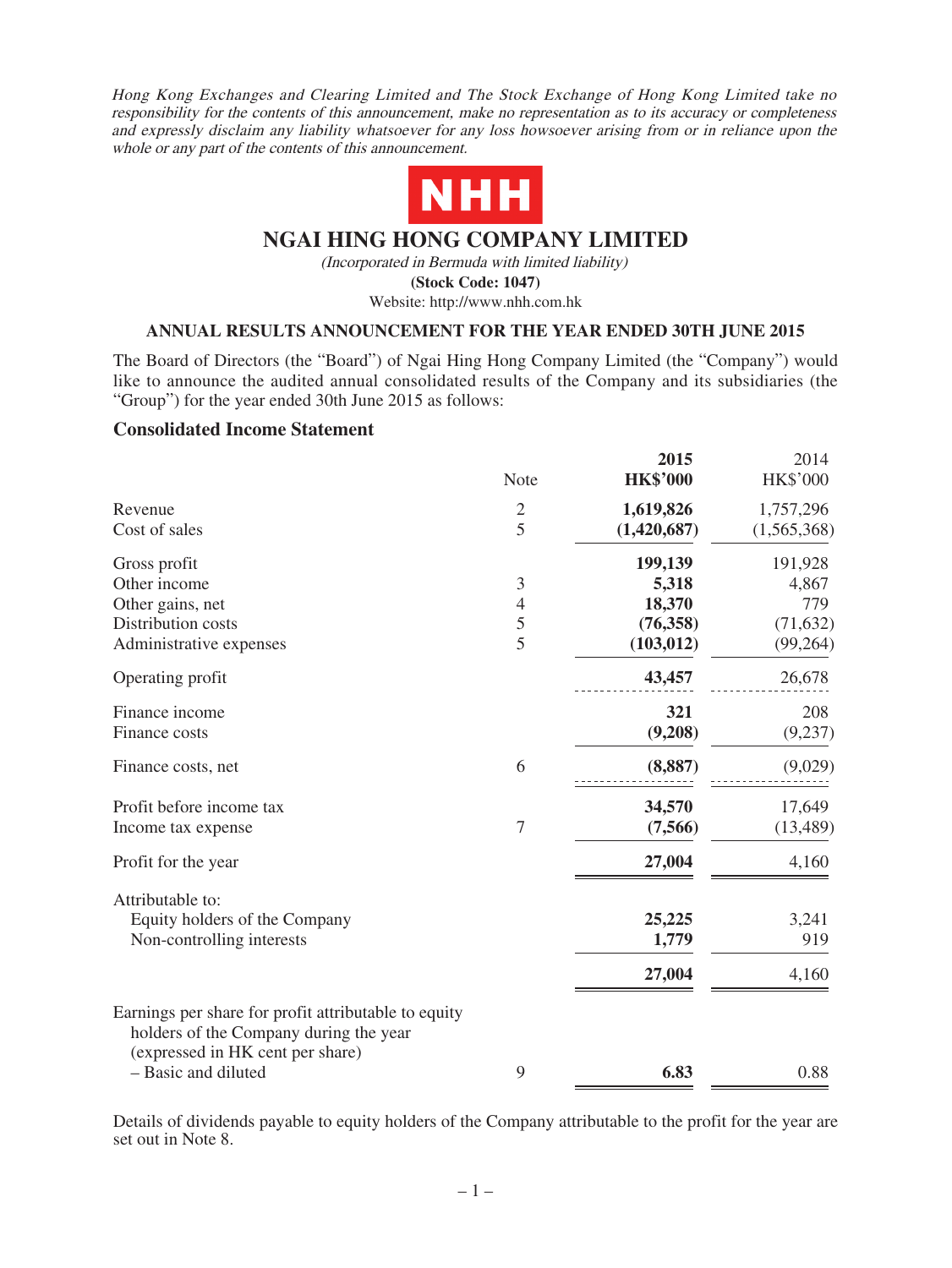*Hong Kong Exchanges and Clearing Limited and The Stock Exchange of Hong Kong Limited take no responsibility for the contents of this announcement, make no representation as to its accuracy or completeness and expressly disclaim any liability whatsoever for any loss howsoever arising from or in reliance upon the whole or any part of the contents of this announcement.*

NHH

# NGAI HING HONG COMPANY LIMITED

*(Incorporated in Bermuda with limited liability)*

**(Stock Code: 1047)**

Website: http://www.nhh.com.hk

## ANNUAL RESULTS ANNOUNCEMENT FOR THE YEAR ENDED 30TH JUNE 2015

The Board of Directors (the "Board") of Ngai Hing Hong Company Limited (the "Company") would like to announce the audited annual consolidated results of the Company and its subsidiaries (the "Group") for the year ended 30th June 2015 as follows:

### Consolidated Income Statement

| | Note | **2015 HK$'000** | 2014 HK$'000 |
|---|---|---|---|
| Revenue | 2 | **1,619,826** | 1,757,296 |
| Cost of sales | 5 | **(1,420,687)** | (1,565,368) |
| Gross profit | | **199,139** | 191,928 |
| Other income | 3 | **5,318** | 4,867 |
| Other gains, net | 4 | **18,370** | 779 |
| Distribution costs | 5 | **(76,358)** | (71,632) |
| Administrative expenses | 5 | **(103,012)** | (99,264) |
| Operating profit | | **43,457** | 26,678 |
| Finance income | | **321** | 208 |
| Finance costs | | **(9,208)** | (9,237) |
| Finance costs, net | 6 | **(8,887)** | (9,029) |
| Profit before income tax | | **34,570** | 17,649 |
| Income tax expense | 7 | **(7,566)** | (13,489) |
| Profit for the year | | **27,004** | 4,160 |
| Attributable to: | | | |
| Equity holders of the Company | | **25,225** | 3,241 |
| Non-controlling interests | | **1,779** | 919 |
| | | **27,004** | 4,160 |
| Earnings per share for profit attributable to equity holders of the Company during the year (expressed in HK cent per share) | | | |
| – Basic and diluted | 9 | **6.83** | 0.88 |

Details of dividends payable to equity holders of the Company attributable to the profit for the year are set out in Note 8.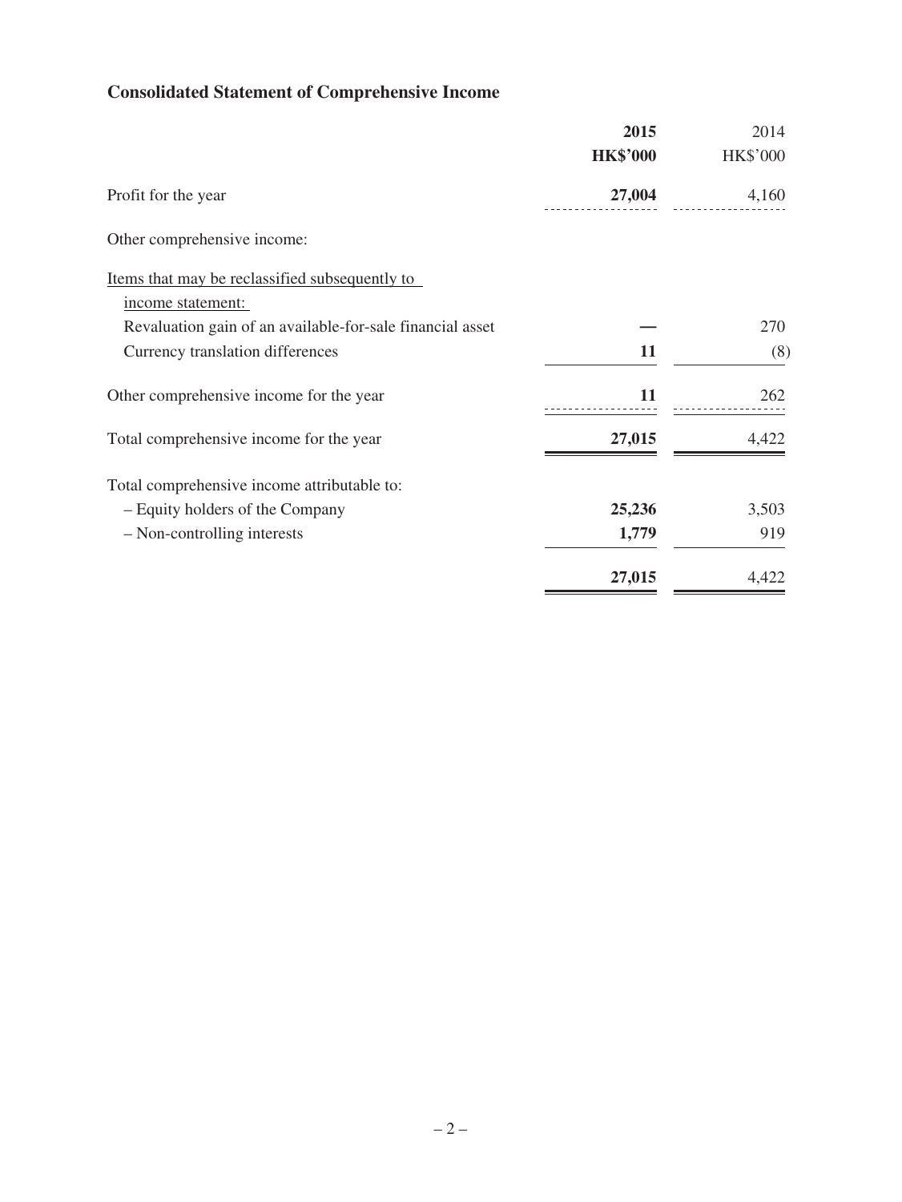## Consolidated Statement of Comprehensive Income

| | **2015** | 2014 |
|---|---|---|
| | **HK$'000** | HK$'000 |
| Profit for the year | **27,004** | 4,160 |
| Other comprehensive income: | | |
| Items that may be reclassified subsequently to income statement: | | |
| Revaluation gain of an available-for-sale financial asset | **—** | 270 |
| Currency translation differences | **11** | (8) |
| Other comprehensive income for the year | **11** | 262 |
| Total comprehensive income for the year | **27,015** | 4,422 |
| Total comprehensive income attributable to: | | |
| – Equity holders of the Company | **25,236** | 3,503 |
| – Non-controlling interests | **1,779** | 919 |
| | **27,015** | 4,422 |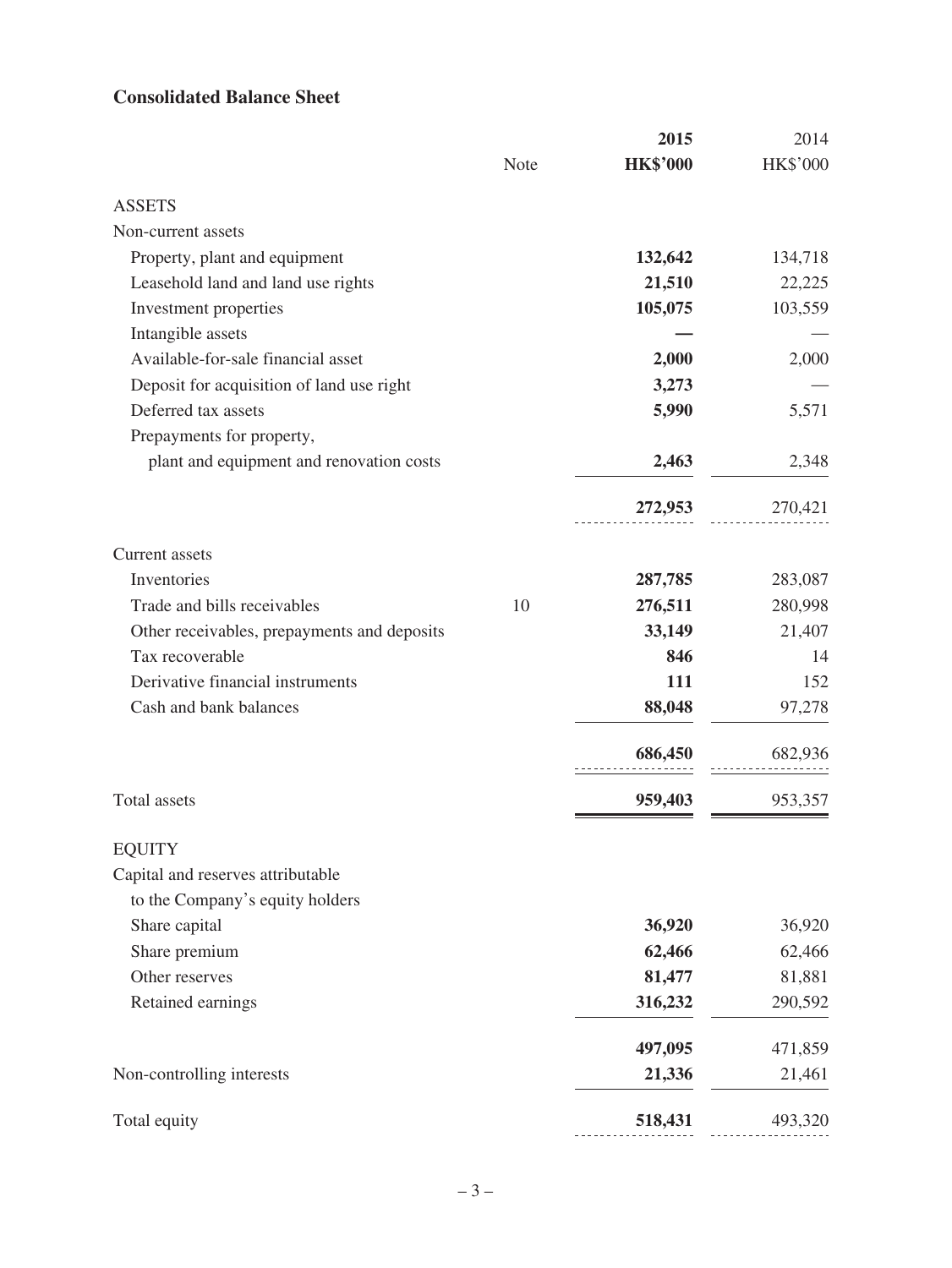## Consolidated Balance Sheet

| | Note | 2015 HK$'000 | 2014 HK$'000 |
|---|---|---|---|
| **ASSETS** | | | |
| Non-current assets | | | |
| Property, plant and equipment | | **132,642** | 134,718 |
| Leasehold land and land use rights | | **21,510** | 22,225 |
| Investment properties | | **105,075** | 103,559 |
| Intangible assets | | **—** | — |
| Available-for-sale financial asset | | **2,000** | 2,000 |
| Deposit for acquisition of land use right | | **3,273** | — |
| Deferred tax assets | | **5,990** | 5,571 |
| Prepayments for property, plant and equipment and renovation costs | | **2,463** | 2,348 |
| | | **272,953** | 270,421 |
| Current assets | | | |
| Inventories | | **287,785** | 283,087 |
| Trade and bills receivables | 10 | **276,511** | 280,998 |
| Other receivables, prepayments and deposits | | **33,149** | 21,407 |
| Tax recoverable | | **846** | 14 |
| Derivative financial instruments | | **111** | 152 |
| Cash and bank balances | | **88,048** | 97,278 |
| | | **686,450** | 682,936 |
| Total assets | | **959,403** | 953,357 |
| **EQUITY** | | | |
| Capital and reserves attributable to the Company's equity holders | | | |
| Share capital | | **36,920** | 36,920 |
| Share premium | | **62,466** | 62,466 |
| Other reserves | | **81,477** | 81,881 |
| Retained earnings | | **316,232** | 290,592 |
| | | **497,095** | 471,859 |
| Non-controlling interests | | **21,336** | 21,461 |
| Total equity | | **518,431** | 493,320 |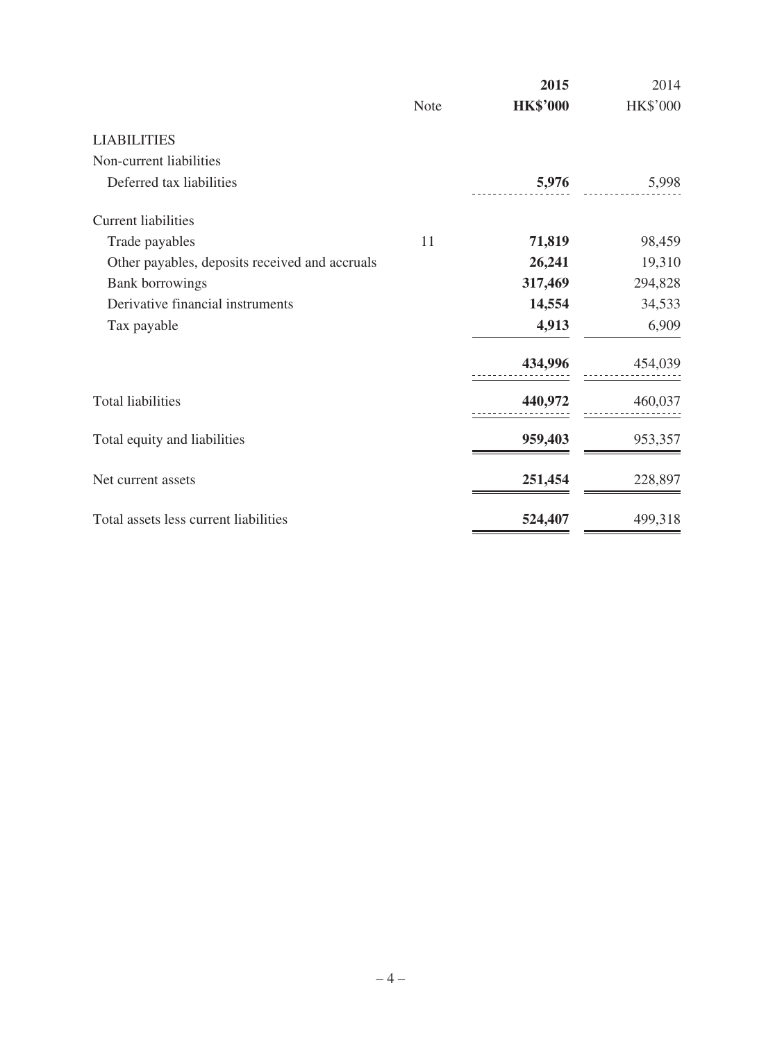| | Note | 2015<br>HK$'000 | 2014<br>HK$'000 |
|---|---|---|---|
| LIABILITIES | | | |
| Non-current liabilities | | | |
| Deferred tax liabilities | | **5,976** | 5,998 |
| Current liabilities | | | |
| Trade payables | 11 | **71,819** | 98,459 |
| Other payables, deposits received and accruals | | **26,241** | 19,310 |
| Bank borrowings | | **317,469** | 294,828 |
| Derivative financial instruments | | **14,554** | 34,533 |
| Tax payable | | **4,913** | 6,909 |
| | | **434,996** | 454,039 |
| Total liabilities | | **440,972** | 460,037 |
| Total equity and liabilities | | **959,403** | 953,357 |
| Net current assets | | **251,454** | 228,897 |
| Total assets less current liabilities | | **524,407** | 499,318 |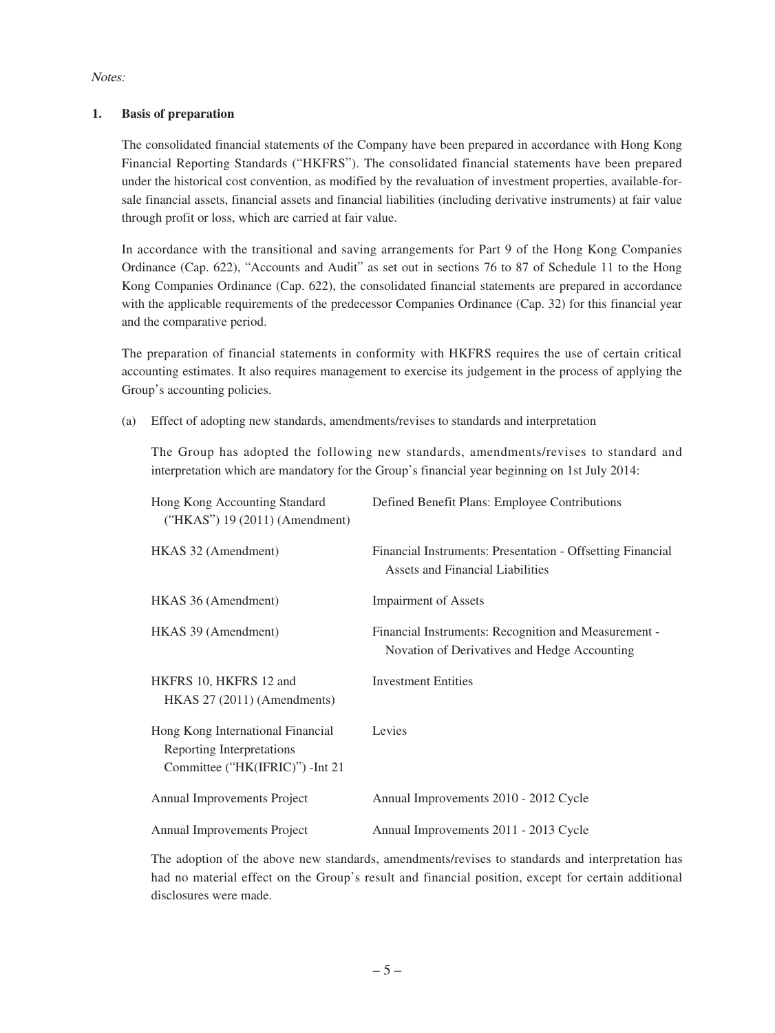*Notes:*

## 1. Basis of preparation

The consolidated financial statements of the Company have been prepared in accordance with Hong Kong Financial Reporting Standards ("HKFRS"). The consolidated financial statements have been prepared under the historical cost convention, as modified by the revaluation of investment properties, available-for-sale financial assets, financial assets and financial liabilities (including derivative instruments) at fair value through profit or loss, which are carried at fair value.

In accordance with the transitional and saving arrangements for Part 9 of the Hong Kong Companies Ordinance (Cap. 622), "Accounts and Audit" as set out in sections 76 to 87 of Schedule 11 to the Hong Kong Companies Ordinance (Cap. 622), the consolidated financial statements are prepared in accordance with the applicable requirements of the predecessor Companies Ordinance (Cap. 32) for this financial year and the comparative period.

The preparation of financial statements in conformity with HKFRS requires the use of certain critical accounting estimates. It also requires management to exercise its judgement in the process of applying the Group's accounting policies.

(a) Effect of adopting new standards, amendments/revises to standards and interpretation

The Group has adopted the following new standards, amendments/revises to standard and interpretation which are mandatory for the Group's financial year beginning on 1st July 2014:

| | |
|---|---|
| Hong Kong Accounting Standard ("HKAS") 19 (2011) (Amendment) | Defined Benefit Plans: Employee Contributions |
| HKAS 32 (Amendment) | Financial Instruments: Presentation - Offsetting Financial Assets and Financial Liabilities |
| HKAS 36 (Amendment) | Impairment of Assets |
| HKAS 39 (Amendment) | Financial Instruments: Recognition and Measurement - Novation of Derivatives and Hedge Accounting |
| HKFRS 10, HKFRS 12 and HKAS 27 (2011) (Amendments) | Investment Entities |
| Hong Kong International Financial Reporting Interpretations Committee ("HK(IFRIC)") -Int 21 | Levies |
| Annual Improvements Project | Annual Improvements 2010 - 2012 Cycle |
| Annual Improvements Project | Annual Improvements 2011 - 2013 Cycle |

The adoption of the above new standards, amendments/revises to standards and interpretation has had no material effect on the Group's result and financial position, except for certain additional disclosures were made.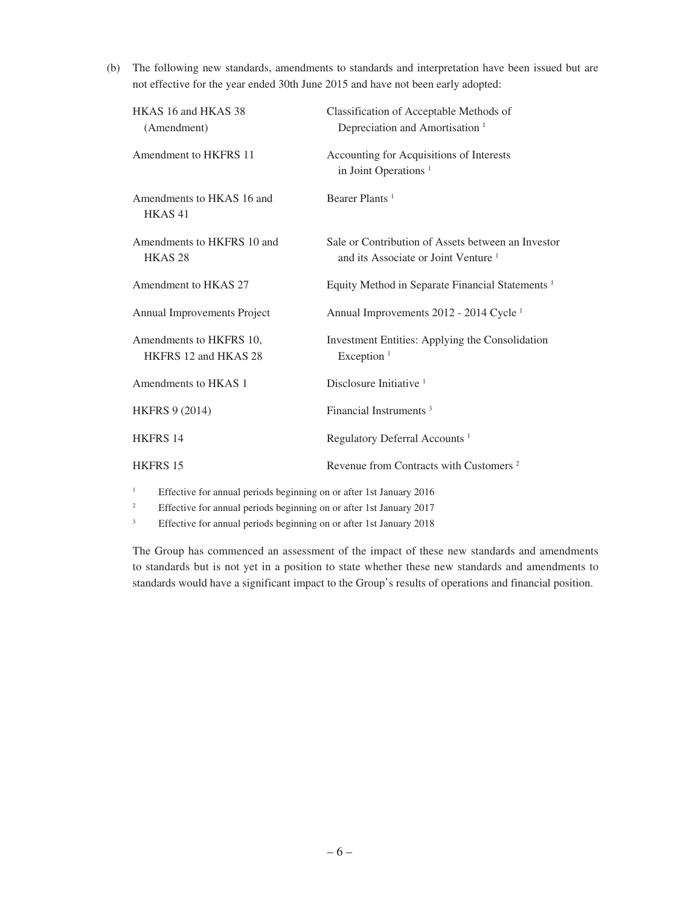(b) The following new standards, amendments to standards and interpretation have been issued but are not effective for the year ended 30th June 2015 and have not been early adopted:

| | |
|---|---|
| HKAS 16 and HKAS 38 (Amendment) | Classification of Acceptable Methods of Depreciation and Amortisation [1] |
| Amendment to HKFRS 11 | Accounting for Acquisitions of Interests in Joint Operations [1] |
| Amendments to HKAS 16 and HKAS 41 | Bearer Plants [1] |
| Amendments to HKFRS 10 and HKAS 28 | Sale or Contribution of Assets between an Investor and its Associate or Joint Venture [1] |
| Amendment to HKAS 27 | Equity Method in Separate Financial Statements [1] |
| Annual Improvements Project | Annual Improvements 2012 - 2014 Cycle [1] |
| Amendments to HKFRS 10, HKFRS 12 and HKAS 28 | Investment Entities: Applying the Consolidation Exception [1] |
| Amendments to HKAS 1 | Disclosure Initiative [1] |
| HKFRS 9 (2014) | Financial Instruments [3] |
| HKFRS 14 | Regulatory Deferral Accounts [1] |
| HKFRS 15 | Revenue from Contracts with Customers [2] |

[1] Effective for annual periods beginning on or after 1st January 2016

[2] Effective for annual periods beginning on or after 1st January 2017

[3] Effective for annual periods beginning on or after 1st January 2018

The Group has commenced an assessment of the impact of these new standards and amendments to standards but is not yet in a position to state whether these new standards and amendments to standards would have a significant impact to the Group's results of operations and financial position.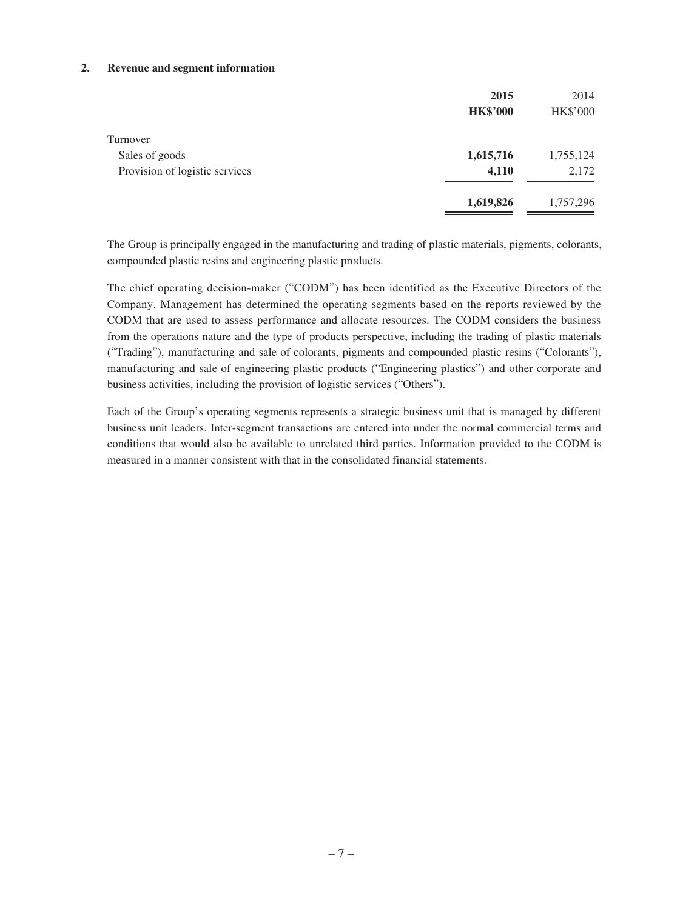## 2. Revenue and segment information

| | 2015 | 2014 |
|---|---|---|
| | **HK$'000** | HK$'000 |
| Turnover | | |
| Sales of goods | **1,615,716** | 1,755,124 |
| Provision of logistic services | **4,110** | 2,172 |
| | **1,619,826** | 1,757,296 |

The Group is principally engaged in the manufacturing and trading of plastic materials, pigments, colorants, compounded plastic resins and engineering plastic products.

The chief operating decision-maker ("CODM") has been identified as the Executive Directors of the Company. Management has determined the operating segments based on the reports reviewed by the CODM that are used to assess performance and allocate resources. The CODM considers the business from the operations nature and the type of products perspective, including the trading of plastic materials ("Trading"), manufacturing and sale of colorants, pigments and compounded plastic resins ("Colorants"), manufacturing and sale of engineering plastic products ("Engineering plastics") and other corporate and business activities, including the provision of logistic services ("Others").

Each of the Group's operating segments represents a strategic business unit that is managed by different business unit leaders. Inter-segment transactions are entered into under the normal commercial terms and conditions that would also be available to unrelated third parties. Information provided to the CODM is measured in a manner consistent with that in the consolidated financial statements.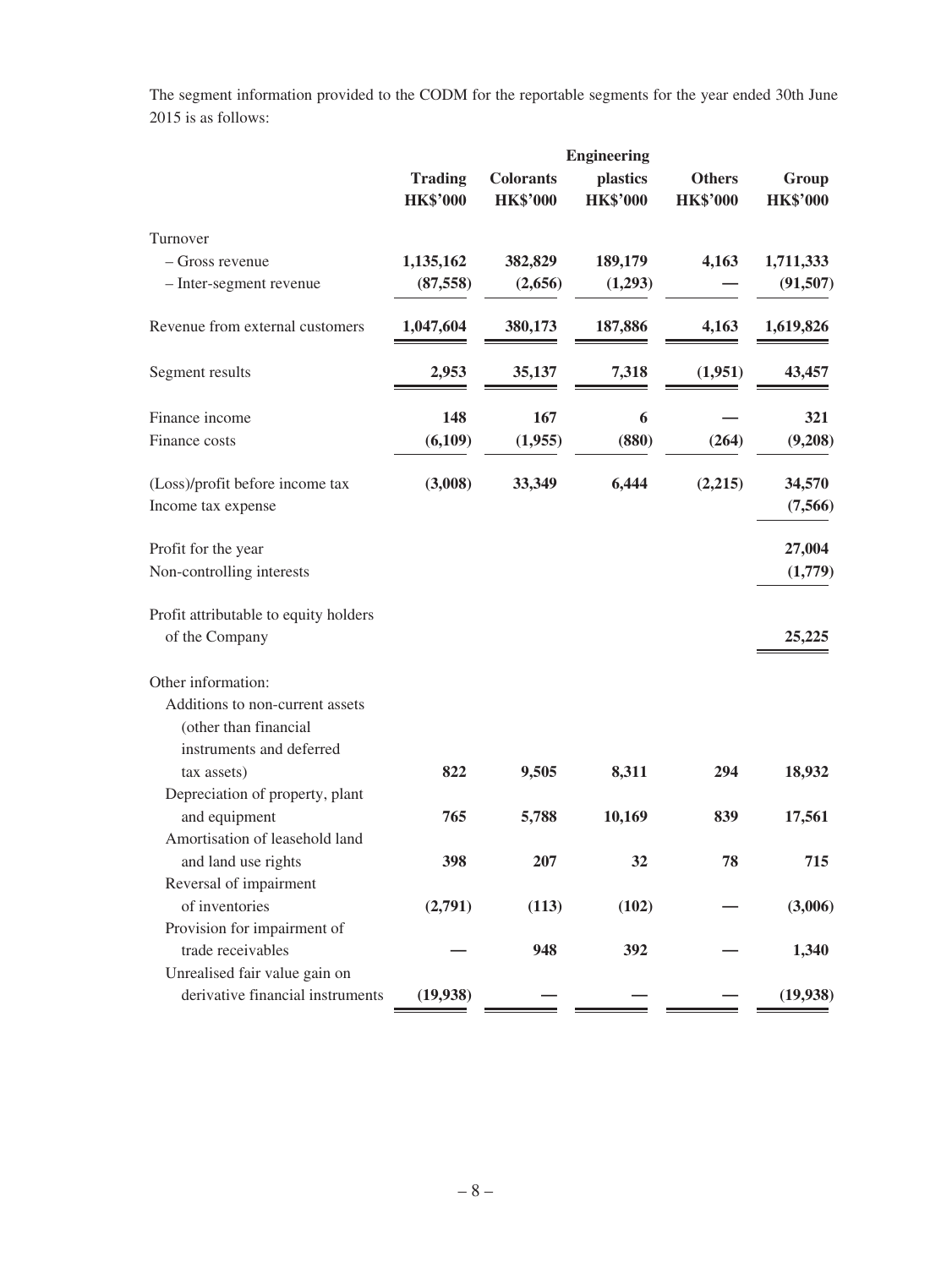The segment information provided to the CODM for the reportable segments for the year ended 30th June 2015 is as follows:

| | Trading | Colorants | Engineering plastics | Others | Group |
|---|---|---|---|---|---|
| | HK$'000 | HK$'000 | HK$'000 | HK$'000 | HK$'000 |
| Turnover | | | | | |
| – Gross revenue | 1,135,162 | 382,829 | 189,179 | 4,163 | 1,711,333 |
| – Inter-segment revenue | (87,558) | (2,656) | (1,293) | — | (91,507) |
| Revenue from external customers | 1,047,604 | 380,173 | 187,886 | 4,163 | 1,619,826 |
| Segment results | 2,953 | 35,137 | 7,318 | (1,951) | 43,457 |
| Finance income | 148 | 167 | 6 | — | 321 |
| Finance costs | (6,109) | (1,955) | (880) | (264) | (9,208) |
| (Loss)/profit before income tax | (3,008) | 33,349 | 6,444 | (2,215) | 34,570 |
| Income tax expense | | | | | (7,566) |
| Profit for the year | | | | | 27,004 |
| Non-controlling interests | | | | | (1,779) |
| Profit attributable to equity holders of the Company | | | | | 25,225 |
| Other information: | | | | | |
| Additions to non-current assets (other than financial instruments and deferred tax assets) | 822 | 9,505 | 8,311 | 294 | 18,932 |
| Depreciation of property, plant and equipment | 765 | 5,788 | 10,169 | 839 | 17,561 |
| Amortisation of leasehold land and land use rights | 398 | 207 | 32 | 78 | 715 |
| Reversal of impairment of inventories | (2,791) | (113) | (102) | — | (3,006) |
| Provision for impairment of trade receivables | — | 948 | 392 | — | 1,340 |
| Unrealised fair value gain on derivative financial instruments | (19,938) | — | — | — | (19,938) |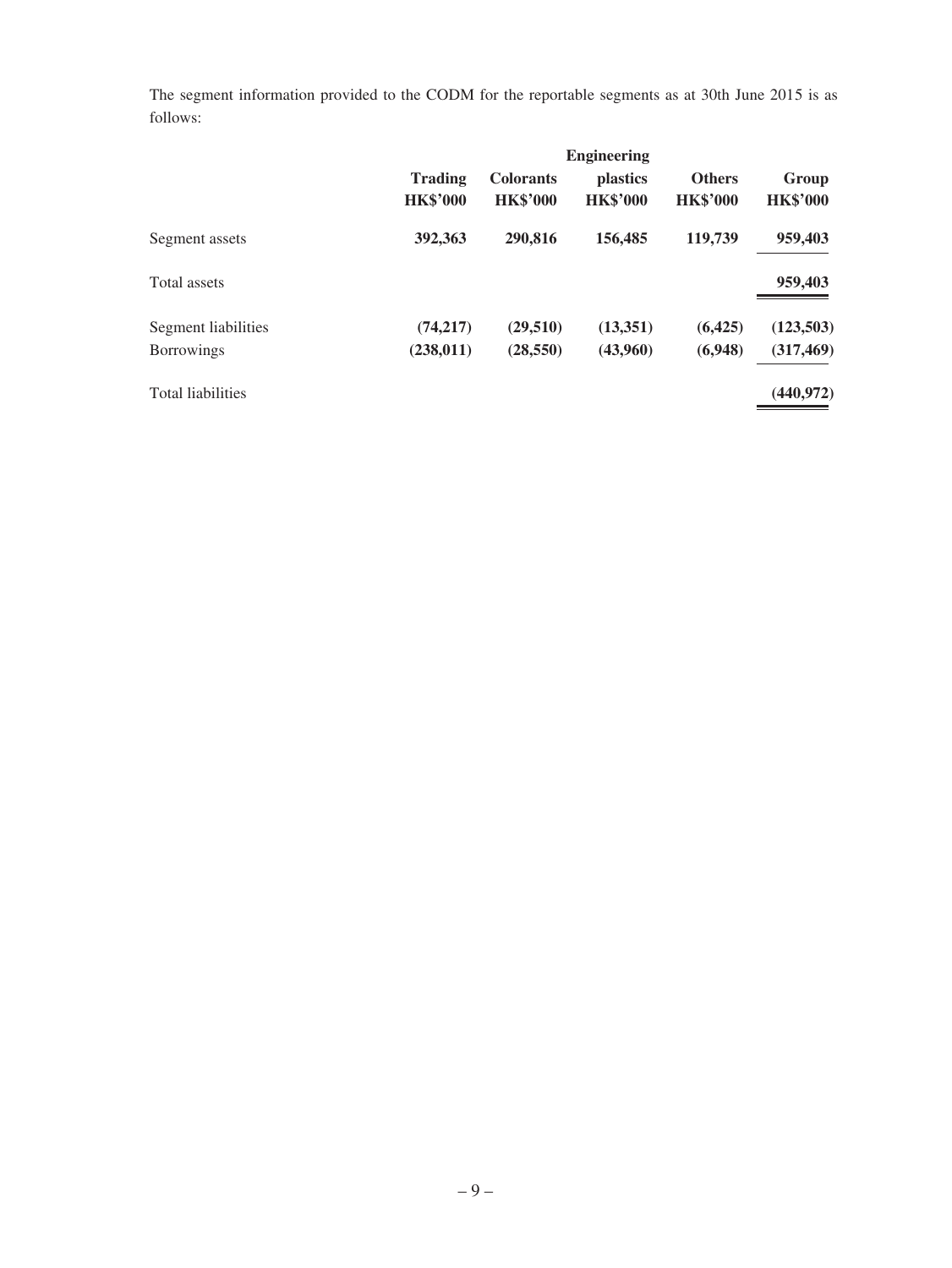The segment information provided to the CODM for the reportable segments as at 30th June 2015 is as follows:

| | Trading | Colorants | Engineering plastics | Others | Group |
|---|---|---|---|---|---|
| | HK$'000 | HK$'000 | HK$'000 | HK$'000 | HK$'000 |
| Segment assets | **392,363** | **290,816** | **156,485** | **119,739** | **959,403** |
| Total assets | | | | | **959,403** |
| Segment liabilities | **(74,217)** | **(29,510)** | **(13,351)** | **(6,425)** | **(123,503)** |
| Borrowings | **(238,011)** | **(28,550)** | **(43,960)** | **(6,948)** | **(317,469)** |
| Total liabilities | | | | | **(440,972)** |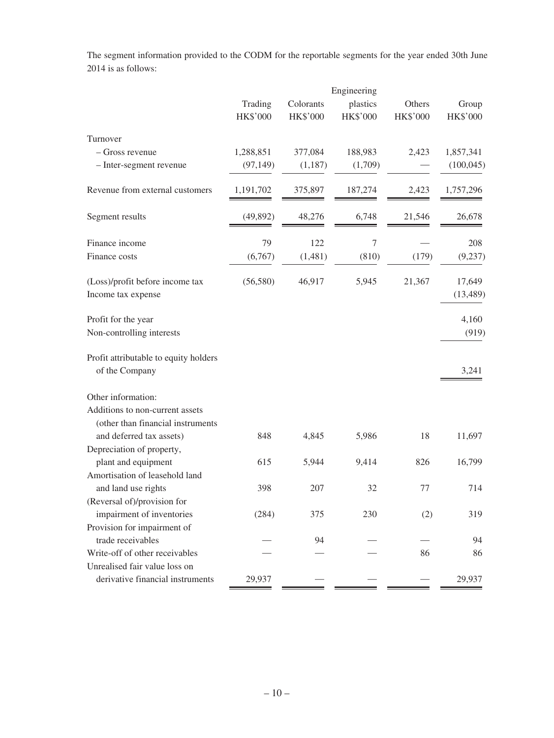The segment information provided to the CODM for the reportable segments for the year ended 30th June 2014 is as follows:

| | Trading | Colorants | Engineering plastics | Others | Group |
|---|---|---|---|---|---|
| | HK$'000 | HK$'000 | HK$'000 | HK$'000 | HK$'000 |
| Turnover | | | | | |
| – Gross revenue | 1,288,851 | 377,084 | 188,983 | 2,423 | 1,857,341 |
| – Inter-segment revenue | (97,149) | (1,187) | (1,709) | — | (100,045) |
| Revenue from external customers | 1,191,702 | 375,897 | 187,274 | 2,423 | 1,757,296 |
| Segment results | (49,892) | 48,276 | 6,748 | 21,546 | 26,678 |
| Finance income | 79 | 122 | 7 | — | 208 |
| Finance costs | (6,767) | (1,481) | (810) | (179) | (9,237) |
| (Loss)/profit before income tax | (56,580) | 46,917 | 5,945 | 21,367 | 17,649 |
| Income tax expense | | | | | (13,489) |
| Profit for the year | | | | | 4,160 |
| Non-controlling interests | | | | | (919) |
| Profit attributable to equity holders of the Company | | | | | 3,241 |
| Other information: | | | | | |
| Additions to non-current assets (other than financial instruments and deferred tax assets) | 848 | 4,845 | 5,986 | 18 | 11,697 |
| Depreciation of property, plant and equipment | 615 | 5,944 | 9,414 | 826 | 16,799 |
| Amortisation of leasehold land and land use rights | 398 | 207 | 32 | 77 | 714 |
| (Reversal of)/provision for impairment of inventories | (284) | 375 | 230 | (2) | 319 |
| Provision for impairment of trade receivables | — | 94 | — | — | 94 |
| Write-off of other receivables | — | — | — | 86 | 86 |
| Unrealised fair value loss on derivative financial instruments | 29,937 | — | — | — | 29,937 |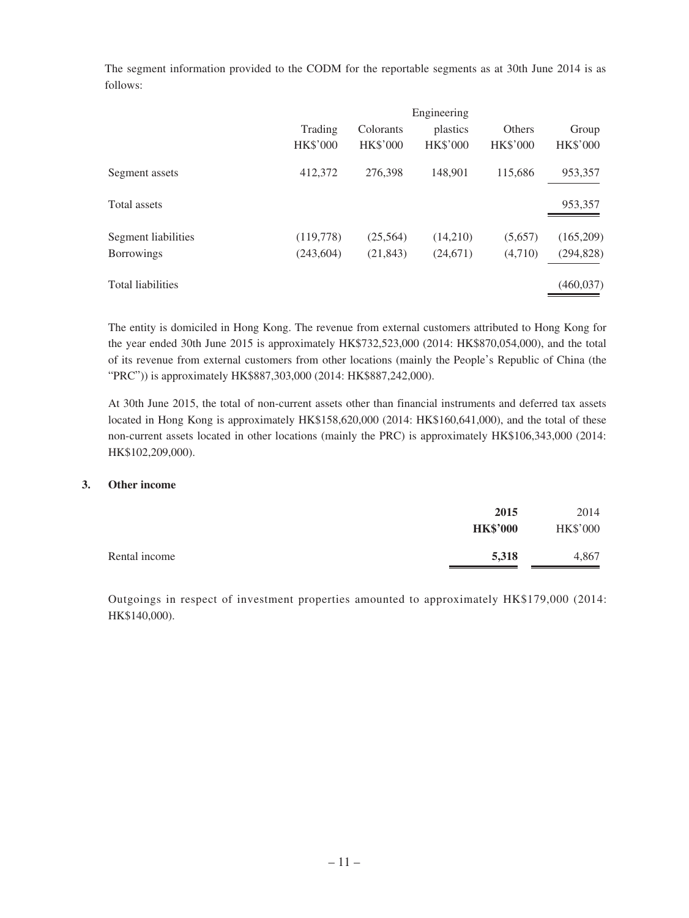The segment information provided to the CODM for the reportable segments as at 30th June 2014 is as follows:

| | Trading | Colorants | Engineering plastics | Others | Group |
|---|---|---|---|---|---|
| | HK$'000 | HK$'000 | HK$'000 | HK$'000 | HK$'000 |
| Segment assets | 412,372 | 276,398 | 148,901 | 115,686 | 953,357 |
| Total assets | | | | | 953,357 |
| Segment liabilities | (119,778) | (25,564) | (14,210) | (5,657) | (165,209) |
| Borrowings | (243,604) | (21,843) | (24,671) | (4,710) | (294,828) |
| Total liabilities | | | | | (460,037) |

The entity is domiciled in Hong Kong. The revenue from external customers attributed to Hong Kong for the year ended 30th June 2015 is approximately HK$732,523,000 (2014: HK$870,054,000), and the total of its revenue from external customers from other locations (mainly the People's Republic of China (the "PRC")) is approximately HK$887,303,000 (2014: HK$887,242,000).

At 30th June 2015, the total of non-current assets other than financial instruments and deferred tax assets located in Hong Kong is approximately HK$158,620,000 (2014: HK$160,641,000), and the total of these non-current assets located in other locations (mainly the PRC) is approximately HK$106,343,000 (2014: HK$102,209,000).

## 3. Other income

| | **2015** | 2014 |
|---|---|---|
| | **HK$'000** | HK$'000 |
| Rental income | **5,318** | 4,867 |

Outgoings in respect of investment properties amounted to approximately HK$179,000 (2014: HK$140,000).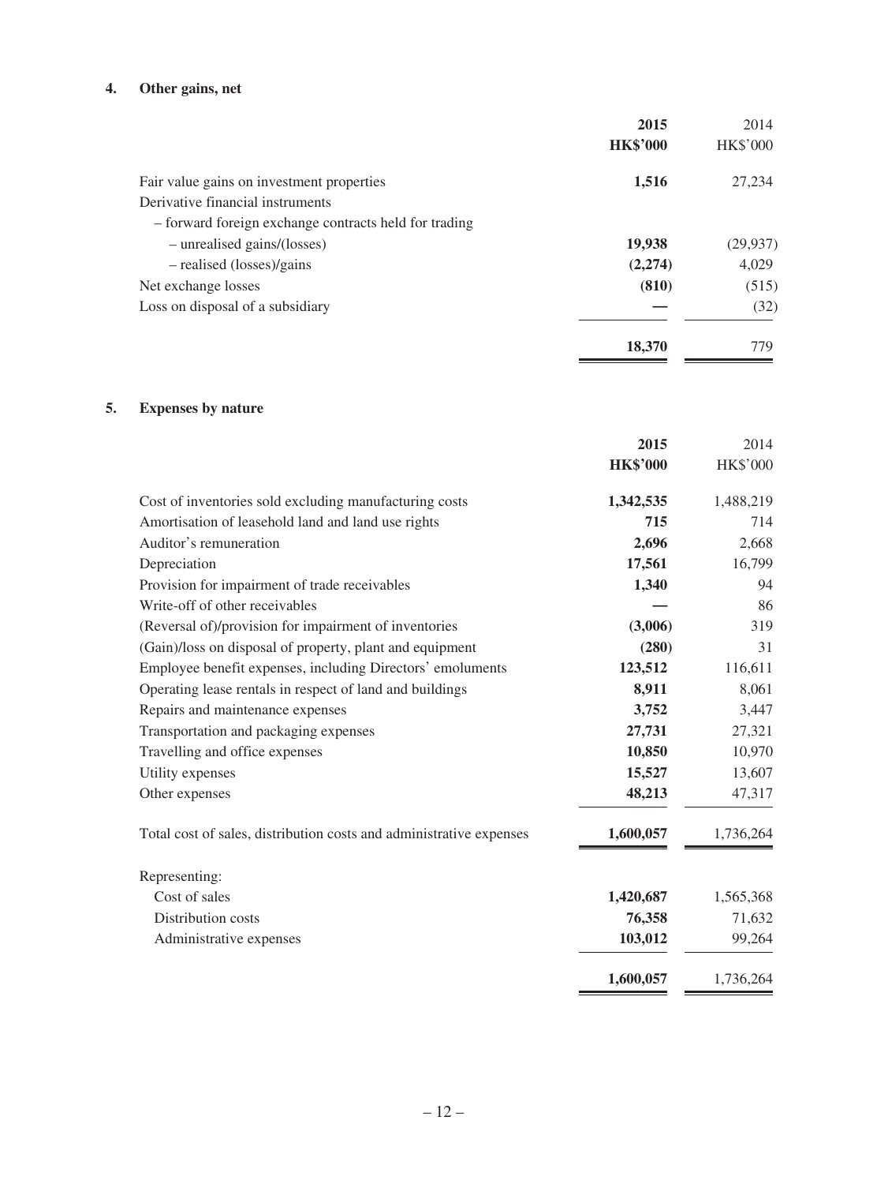## 4. Other gains, net

| | **2015** | 2014 |
|---|---|---|
| | **HK$'000** | HK$'000 |
| Fair value gains on investment properties | **1,516** | 27,234 |
| Derivative financial instruments | | |
| – forward foreign exchange contracts held for trading | | |
| – unrealised gains/(losses) | **19,938** | (29,937) |
| – realised (losses)/gains | **(2,274)** | 4,029 |
| Net exchange losses | **(810)** | (515) |
| Loss on disposal of a subsidiary | **—** | (32) |
| | **18,370** | 779 |

## 5. Expenses by nature

| | **2015** | 2014 |
|---|---|---|
| | **HK$'000** | HK$'000 |
| Cost of inventories sold excluding manufacturing costs | **1,342,535** | 1,488,219 |
| Amortisation of leasehold land and land use rights | **715** | 714 |
| Auditor's remuneration | **2,696** | 2,668 |
| Depreciation | **17,561** | 16,799 |
| Provision for impairment of trade receivables | **1,340** | 94 |
| Write-off of other receivables | **—** | 86 |
| (Reversal of)/provision for impairment of inventories | **(3,006)** | 319 |
| (Gain)/loss on disposal of property, plant and equipment | **(280)** | 31 |
| Employee benefit expenses, including Directors' emoluments | **123,512** | 116,611 |
| Operating lease rentals in respect of land and buildings | **8,911** | 8,061 |
| Repairs and maintenance expenses | **3,752** | 3,447 |
| Transportation and packaging expenses | **27,731** | 27,321 |
| Travelling and office expenses | **10,850** | 10,970 |
| Utility expenses | **15,527** | 13,607 |
| Other expenses | **48,213** | 47,317 |
| Total cost of sales, distribution costs and administrative expenses | **1,600,057** | 1,736,264 |
| Representing: | | |
| Cost of sales | **1,420,687** | 1,565,368 |
| Distribution costs | **76,358** | 71,632 |
| Administrative expenses | **103,012** | 99,264 |
| | **1,600,057** | 1,736,264 |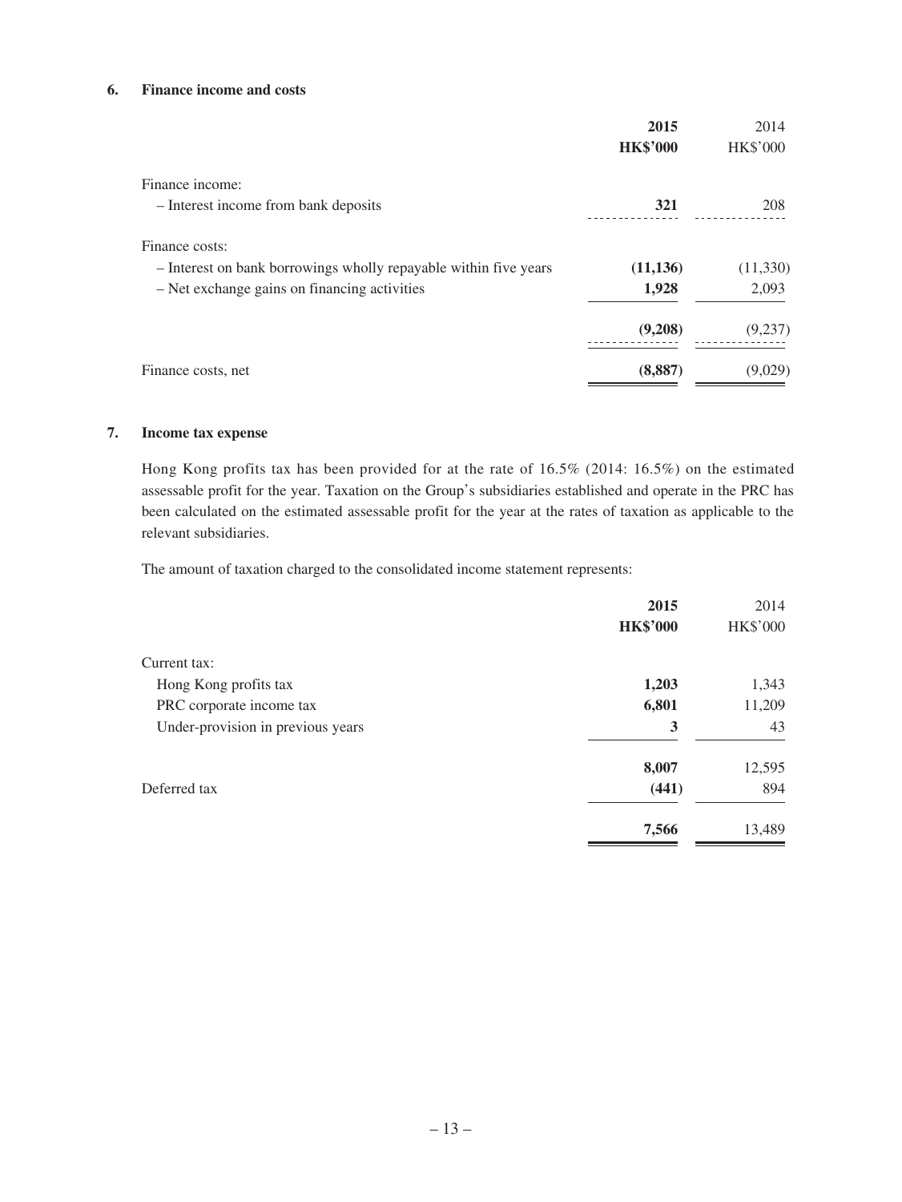## 6. Finance income and costs

| | 2015<br>HK$'000 | 2014<br>HK$'000 |
|---|---|---|
| Finance income: | | |
| – Interest income from bank deposits | **321** | 208 |
| Finance costs: | | |
| – Interest on bank borrowings wholly repayable within five years | **(11,136)** | (11,330) |
| – Net exchange gains on financing activities | **1,928** | 2,093 |
| | **(9,208)** | (9,237) |
| Finance costs, net | **(8,887)** | (9,029) |

## 7. Income tax expense

Hong Kong profits tax has been provided for at the rate of 16.5% (2014: 16.5%) on the estimated assessable profit for the year. Taxation on the Group's subsidiaries established and operate in the PRC has been calculated on the estimated assessable profit for the year at the rates of taxation as applicable to the relevant subsidiaries.

The amount of taxation charged to the consolidated income statement represents:

| | 2015<br>HK$'000 | 2014<br>HK$'000 |
|---|---|---|
| Current tax: | | |
| Hong Kong profits tax | **1,203** | 1,343 |
| PRC corporate income tax | **6,801** | 11,209 |
| Under-provision in previous years | **3** | 43 |
| | **8,007** | 12,595 |
| Deferred tax | **(441)** | 894 |
| | **7,566** | 13,489 |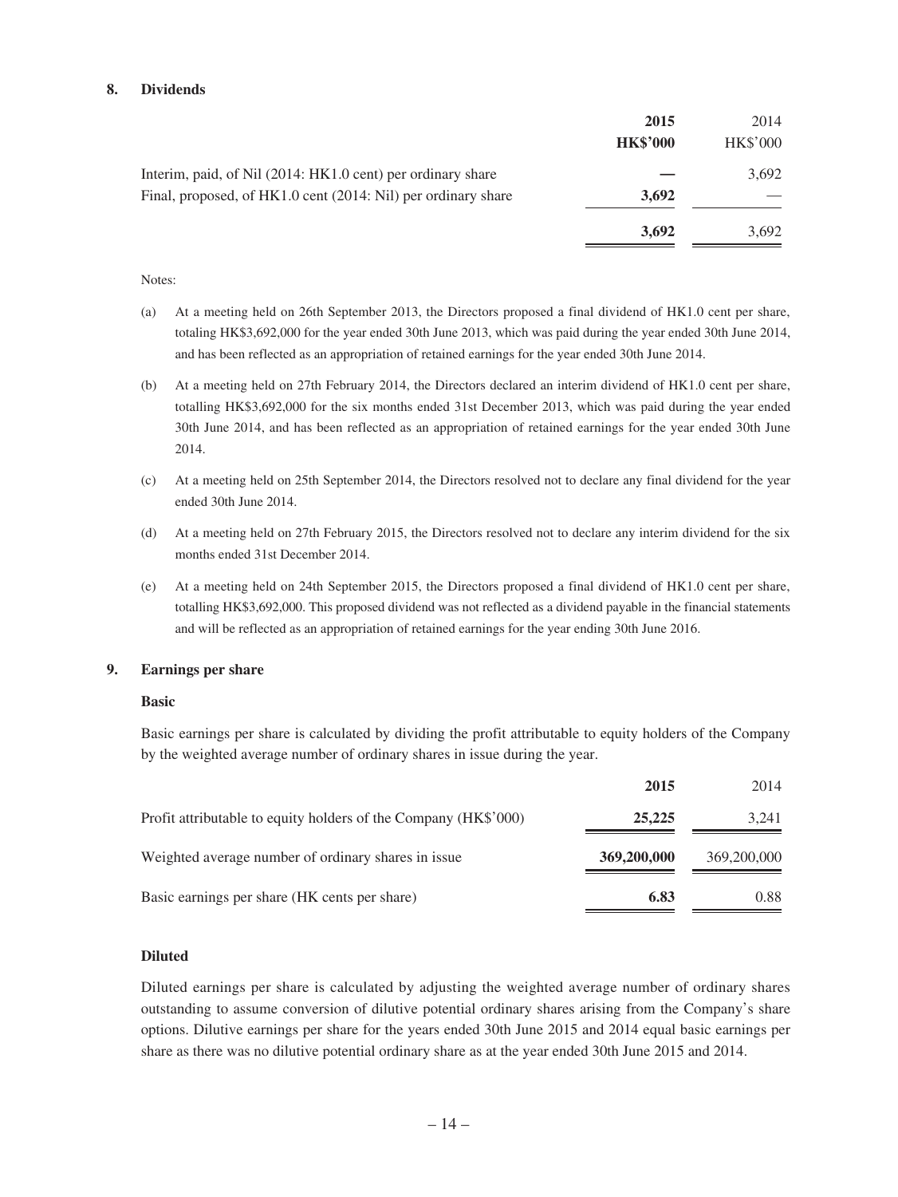## 8. Dividends

| | **2015** | 2014 |
|---|---|---|
| | **HK$'000** | HK$'000 |
| Interim, paid, of Nil (2014: HK1.0 cent) per ordinary share | **—** | 3,692 |
| Final, proposed, of HK1.0 cent (2014: Nil) per ordinary share | **3,692** | — |
| | **3,692** | 3,692 |

Notes:

(a) At a meeting held on 26th September 2013, the Directors proposed a final dividend of HK1.0 cent per share, totaling HK$3,692,000 for the year ended 30th June 2013, which was paid during the year ended 30th June 2014, and has been reflected as an appropriation of retained earnings for the year ended 30th June 2014.

(b) At a meeting held on 27th February 2014, the Directors declared an interim dividend of HK1.0 cent per share, totalling HK$3,692,000 for the six months ended 31st December 2013, which was paid during the year ended 30th June 2014, and has been reflected as an appropriation of retained earnings for the year ended 30th June 2014.

(c) At a meeting held on 25th September 2014, the Directors resolved not to declare any final dividend for the year ended 30th June 2014.

(d) At a meeting held on 27th February 2015, the Directors resolved not to declare any interim dividend for the six months ended 31st December 2014.

(e) At a meeting held on 24th September 2015, the Directors proposed a final dividend of HK1.0 cent per share, totalling HK$3,692,000. This proposed dividend was not reflected as a dividend payable in the financial statements and will be reflected as an appropriation of retained earnings for the year ending 30th June 2016.

## 9. Earnings per share

### Basic

Basic earnings per share is calculated by dividing the profit attributable to equity holders of the Company by the weighted average number of ordinary shares in issue during the year.

| | **2015** | 2014 |
|---|---|---|
| Profit attributable to equity holders of the Company (HK$'000) | **25,225** | 3,241 |
| Weighted average number of ordinary shares in issue | **369,200,000** | 369,200,000 |
| Basic earnings per share (HK cents per share) | **6.83** | 0.88 |

### Diluted

Diluted earnings per share is calculated by adjusting the weighted average number of ordinary shares outstanding to assume conversion of dilutive potential ordinary shares arising from the Company's share options. Dilutive earnings per share for the years ended 30th June 2015 and 2014 equal basic earnings per share as there was no dilutive potential ordinary share as at the year ended 30th June 2015 and 2014.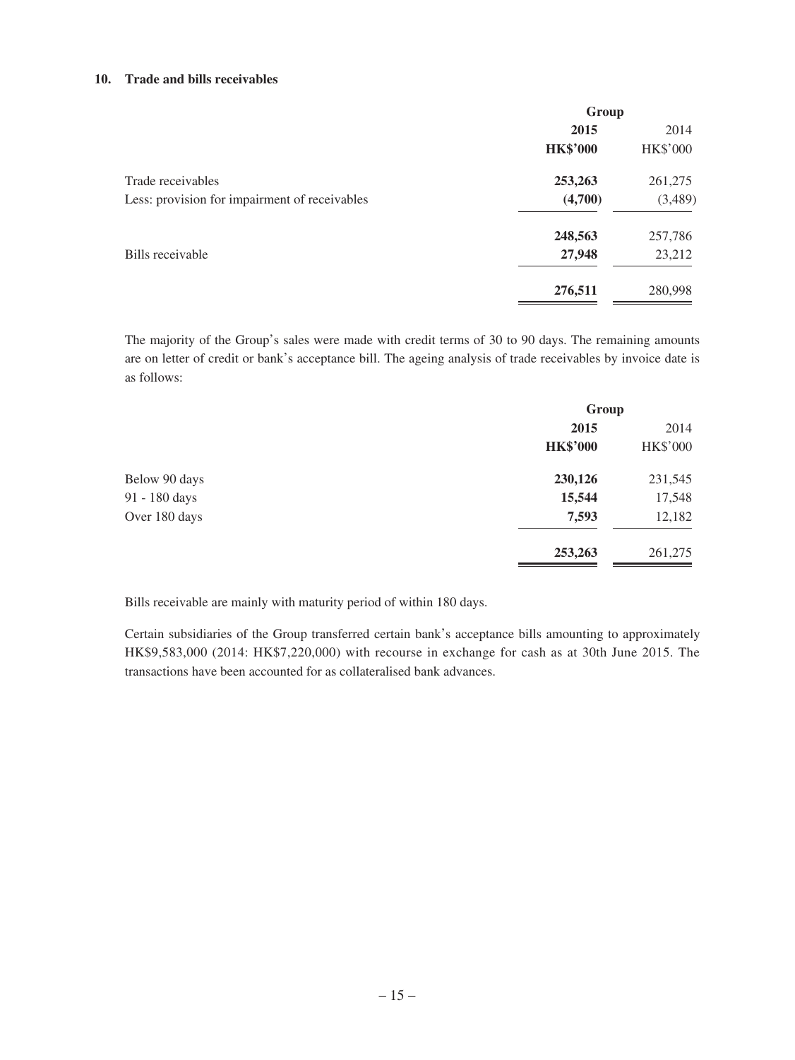## 10. Trade and bills receivables

| | Group | |
|---|---|---|
| | **2015** | 2014 |
| | **HK$'000** | HK$'000 |
| Trade receivables | **253,263** | 261,275 |
| Less: provision for impairment of receivables | **(4,700)** | (3,489) |
| | **248,563** | 257,786 |
| Bills receivable | **27,948** | 23,212 |
| | **276,511** | 280,998 |

The majority of the Group's sales were made with credit terms of 30 to 90 days. The remaining amounts are on letter of credit or bank's acceptance bill. The ageing analysis of trade receivables by invoice date is as follows:

| | Group | |
|---|---|---|
| | **2015** | 2014 |
| | **HK$'000** | HK$'000 |
| Below 90 days | **230,126** | 231,545 |
| 91 - 180 days | **15,544** | 17,548 |
| Over 180 days | **7,593** | 12,182 |
| | **253,263** | 261,275 |

Bills receivable are mainly with maturity period of within 180 days.

Certain subsidiaries of the Group transferred certain bank's acceptance bills amounting to approximately HK$9,583,000 (2014: HK$7,220,000) with recourse in exchange for cash as at 30th June 2015. The transactions have been accounted for as collateralised bank advances.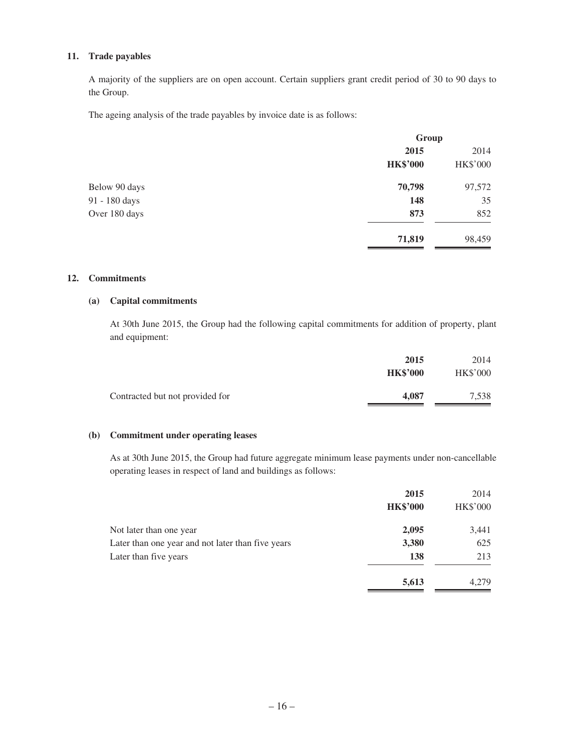## 11. Trade payables

A majority of the suppliers are on open account. Certain suppliers grant credit period of 30 to 90 days to the Group.

The ageing analysis of the trade payables by invoice date is as follows:

| | Group | |
|---|---|---|
| | **2015** | 2014 |
| | **HK$'000** | HK$'000 |
| Below 90 days | **70,798** | 97,572 |
| 91 - 180 days | **148** | 35 |
| Over 180 days | **873** | 852 |
| | **71,819** | 98,459 |

## 12. Commitments

### (a) Capital commitments

At 30th June 2015, the Group had the following capital commitments for addition of property, plant and equipment:

| | **2015** | 2014 |
|---|---|---|
| | **HK$'000** | HK$'000 |
| Contracted but not provided for | **4,087** | 7,538 |

### (b) Commitment under operating leases

As at 30th June 2015, the Group had future aggregate minimum lease payments under non-cancellable operating leases in respect of land and buildings as follows:

| | **2015** | 2014 |
|---|---|---|
| | **HK$'000** | HK$'000 |
| Not later than one year | **2,095** | 3,441 |
| Later than one year and not later than five years | **3,380** | 625 |
| Later than five years | **138** | 213 |
| | **5,613** | 4,279 |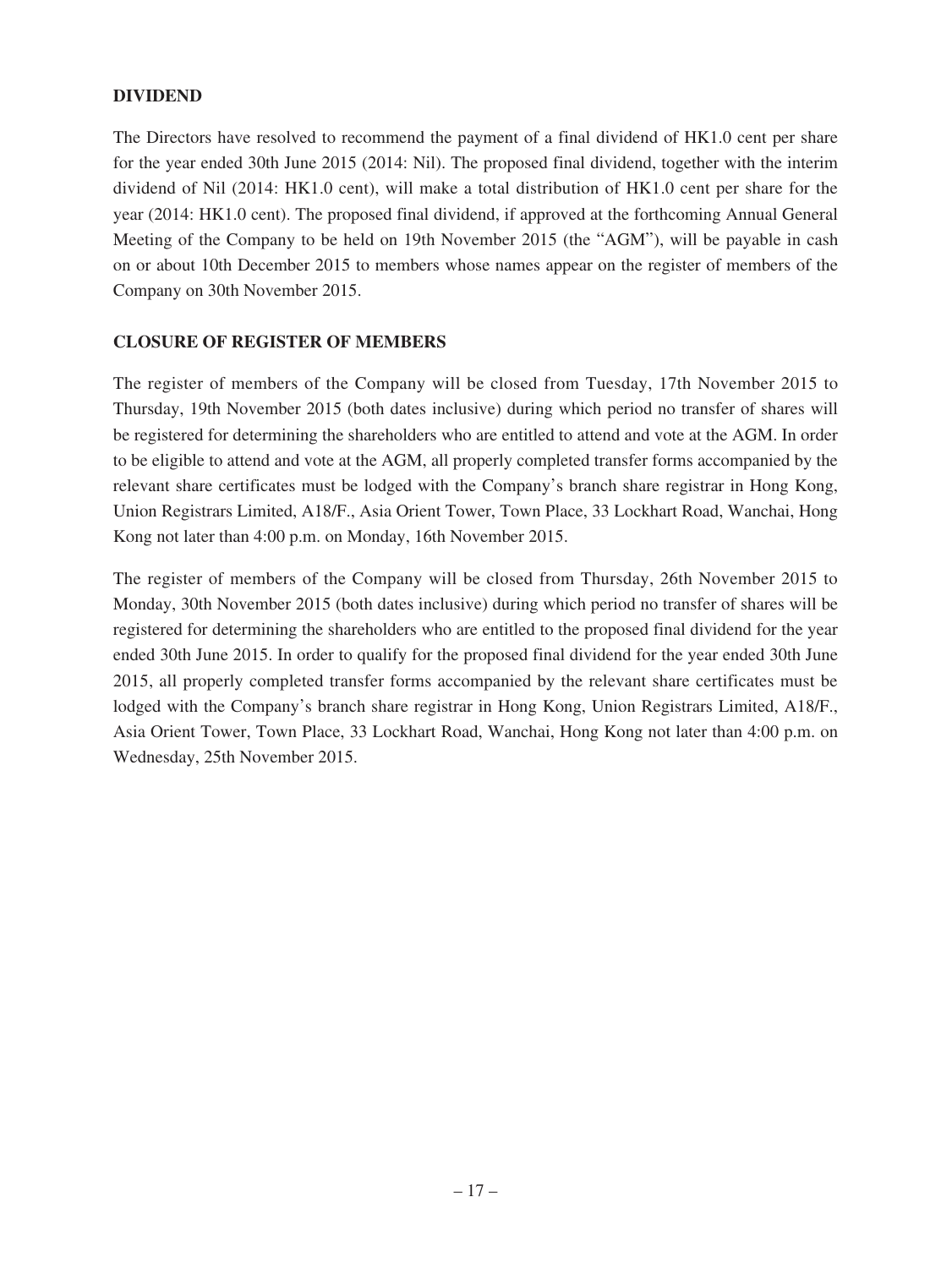## DIVIDEND

The Directors have resolved to recommend the payment of a final dividend of HK1.0 cent per share for the year ended 30th June 2015 (2014: Nil). The proposed final dividend, together with the interim dividend of Nil (2014: HK1.0 cent), will make a total distribution of HK1.0 cent per share for the year (2014: HK1.0 cent). The proposed final dividend, if approved at the forthcoming Annual General Meeting of the Company to be held on 19th November 2015 (the "AGM"), will be payable in cash on or about 10th December 2015 to members whose names appear on the register of members of the Company on 30th November 2015.

## CLOSURE OF REGISTER OF MEMBERS

The register of members of the Company will be closed from Tuesday, 17th November 2015 to Thursday, 19th November 2015 (both dates inclusive) during which period no transfer of shares will be registered for determining the shareholders who are entitled to attend and vote at the AGM. In order to be eligible to attend and vote at the AGM, all properly completed transfer forms accompanied by the relevant share certificates must be lodged with the Company's branch share registrar in Hong Kong, Union Registrars Limited, A18/F., Asia Orient Tower, Town Place, 33 Lockhart Road, Wanchai, Hong Kong not later than 4:00 p.m. on Monday, 16th November 2015.

The register of members of the Company will be closed from Thursday, 26th November 2015 to Monday, 30th November 2015 (both dates inclusive) during which period no transfer of shares will be registered for determining the shareholders who are entitled to the proposed final dividend for the year ended 30th June 2015. In order to qualify for the proposed final dividend for the year ended 30th June 2015, all properly completed transfer forms accompanied by the relevant share certificates must be lodged with the Company's branch share registrar in Hong Kong, Union Registrars Limited, A18/F., Asia Orient Tower, Town Place, 33 Lockhart Road, Wanchai, Hong Kong not later than 4:00 p.m. on Wednesday, 25th November 2015.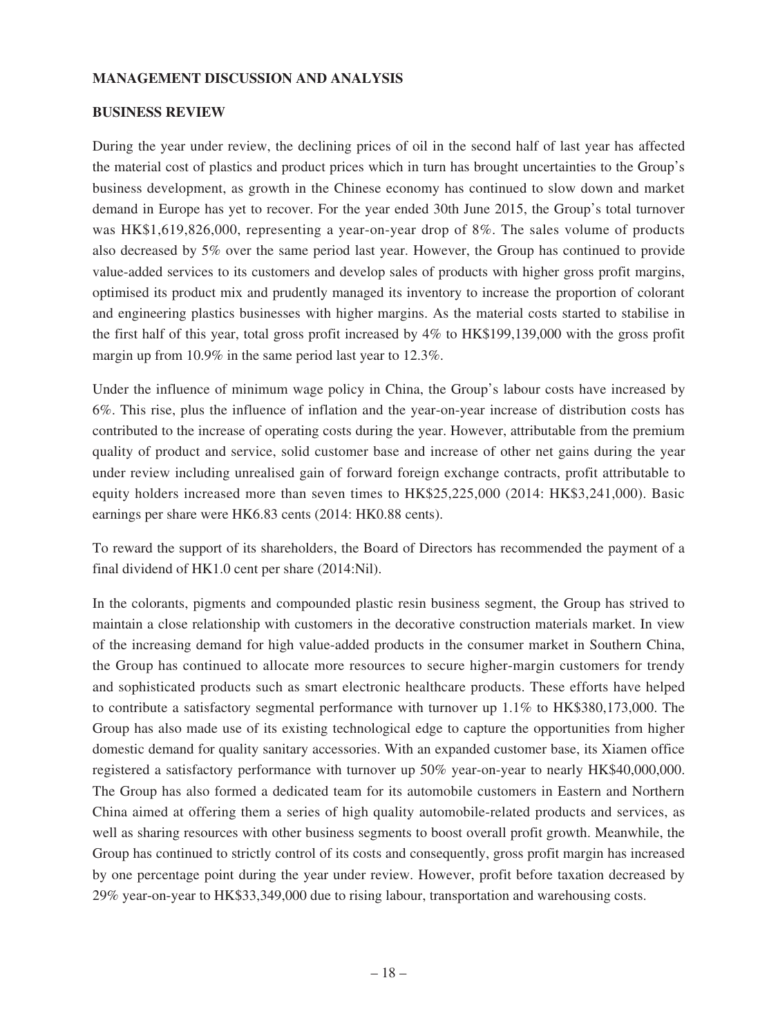## MANAGEMENT DISCUSSION AND ANALYSIS

### BUSINESS REVIEW

During the year under review, the declining prices of oil in the second half of last year has affected the material cost of plastics and product prices which in turn has brought uncertainties to the Group's business development, as growth in the Chinese economy has continued to slow down and market demand in Europe has yet to recover. For the year ended 30th June 2015, the Group's total turnover was HK$1,619,826,000, representing a year-on-year drop of 8%. The sales volume of products also decreased by 5% over the same period last year. However, the Group has continued to provide value-added services to its customers and develop sales of products with higher gross profit margins, optimised its product mix and prudently managed its inventory to increase the proportion of colorant and engineering plastics businesses with higher margins. As the material costs started to stabilise in the first half of this year, total gross profit increased by 4% to HK$199,139,000 with the gross profit margin up from 10.9% in the same period last year to 12.3%.

Under the influence of minimum wage policy in China, the Group's labour costs have increased by 6%. This rise, plus the influence of inflation and the year-on-year increase of distribution costs has contributed to the increase of operating costs during the year. However, attributable from the premium quality of product and service, solid customer base and increase of other net gains during the year under review including unrealised gain of forward foreign exchange contracts, profit attributable to equity holders increased more than seven times to HK$25,225,000 (2014: HK$3,241,000). Basic earnings per share were HK6.83 cents (2014: HK0.88 cents).

To reward the support of its shareholders, the Board of Directors has recommended the payment of a final dividend of HK1.0 cent per share (2014:Nil).

In the colorants, pigments and compounded plastic resin business segment, the Group has strived to maintain a close relationship with customers in the decorative construction materials market. In view of the increasing demand for high value-added products in the consumer market in Southern China, the Group has continued to allocate more resources to secure higher-margin customers for trendy and sophisticated products such as smart electronic healthcare products. These efforts have helped to contribute a satisfactory segmental performance with turnover up 1.1% to HK$380,173,000. The Group has also made use of its existing technological edge to capture the opportunities from higher domestic demand for quality sanitary accessories. With an expanded customer base, its Xiamen office registered a satisfactory performance with turnover up 50% year-on-year to nearly HK$40,000,000. The Group has also formed a dedicated team for its automobile customers in Eastern and Northern China aimed at offering them a series of high quality automobile-related products and services, as well as sharing resources with other business segments to boost overall profit growth. Meanwhile, the Group has continued to strictly control of its costs and consequently, gross profit margin has increased by one percentage point during the year under review. However, profit before taxation decreased by 29% year-on-year to HK$33,349,000 due to rising labour, transportation and warehousing costs.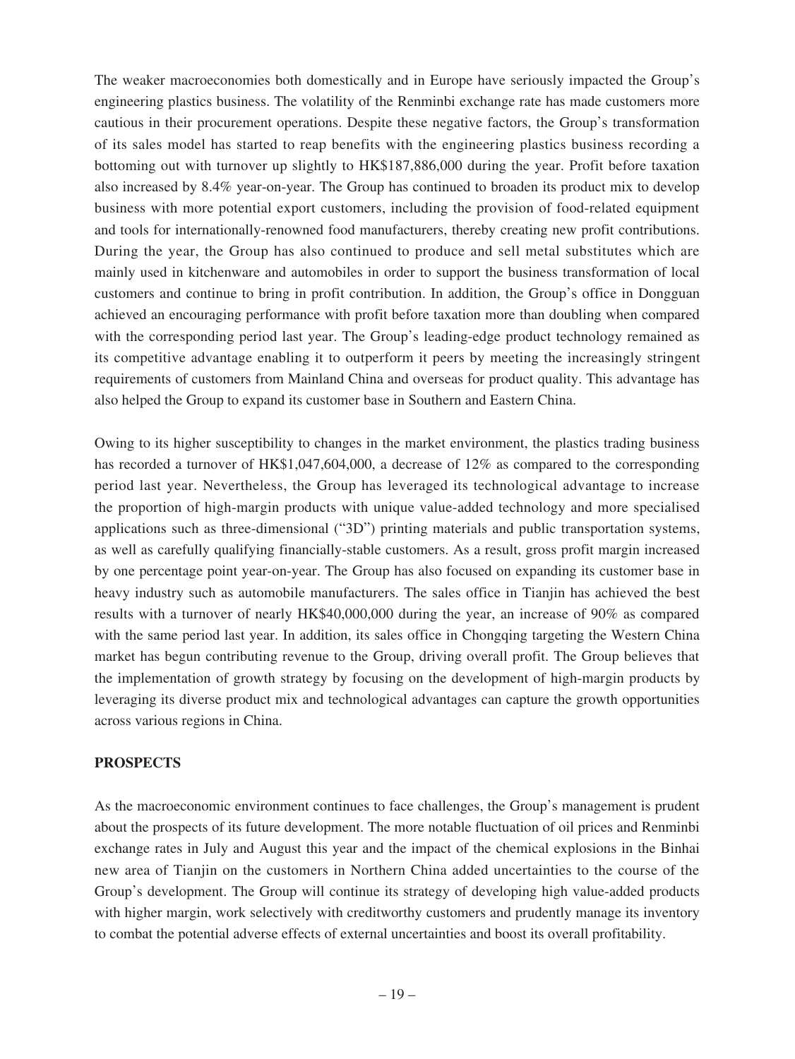The weaker macroeconomies both domestically and in Europe have seriously impacted the Group's engineering plastics business. The volatility of the Renminbi exchange rate has made customers more cautious in their procurement operations. Despite these negative factors, the Group's transformation of its sales model has started to reap benefits with the engineering plastics business recording a bottoming out with turnover up slightly to HK$187,886,000 during the year. Profit before taxation also increased by 8.4% year-on-year. The Group has continued to broaden its product mix to develop business with more potential export customers, including the provision of food-related equipment and tools for internationally-renowned food manufacturers, thereby creating new profit contributions. During the year, the Group has also continued to produce and sell metal substitutes which are mainly used in kitchenware and automobiles in order to support the business transformation of local customers and continue to bring in profit contribution. In addition, the Group's office in Dongguan achieved an encouraging performance with profit before taxation more than doubling when compared with the corresponding period last year. The Group's leading-edge product technology remained as its competitive advantage enabling it to outperform it peers by meeting the increasingly stringent requirements of customers from Mainland China and overseas for product quality. This advantage has also helped the Group to expand its customer base in Southern and Eastern China.

Owing to its higher susceptibility to changes in the market environment, the plastics trading business has recorded a turnover of HK$1,047,604,000, a decrease of 12% as compared to the corresponding period last year. Nevertheless, the Group has leveraged its technological advantage to increase the proportion of high-margin products with unique value-added technology and more specialised applications such as three-dimensional ("3D") printing materials and public transportation systems, as well as carefully qualifying financially-stable customers. As a result, gross profit margin increased by one percentage point year-on-year. The Group has also focused on expanding its customer base in heavy industry such as automobile manufacturers. The sales office in Tianjin has achieved the best results with a turnover of nearly HK$40,000,000 during the year, an increase of 90% as compared with the same period last year. In addition, its sales office in Chongqing targeting the Western China market has begun contributing revenue to the Group, driving overall profit. The Group believes that the implementation of growth strategy by focusing on the development of high-margin products by leveraging its diverse product mix and technological advantages can capture the growth opportunities across various regions in China.

## PROSPECTS

As the macroeconomic environment continues to face challenges, the Group's management is prudent about the prospects of its future development. The more notable fluctuation of oil prices and Renminbi exchange rates in July and August this year and the impact of the chemical explosions in the Binhai new area of Tianjin on the customers in Northern China added uncertainties to the course of the Group's development. The Group will continue its strategy of developing high value-added products with higher margin, work selectively with creditworthy customers and prudently manage its inventory to combat the potential adverse effects of external uncertainties and boost its overall profitability.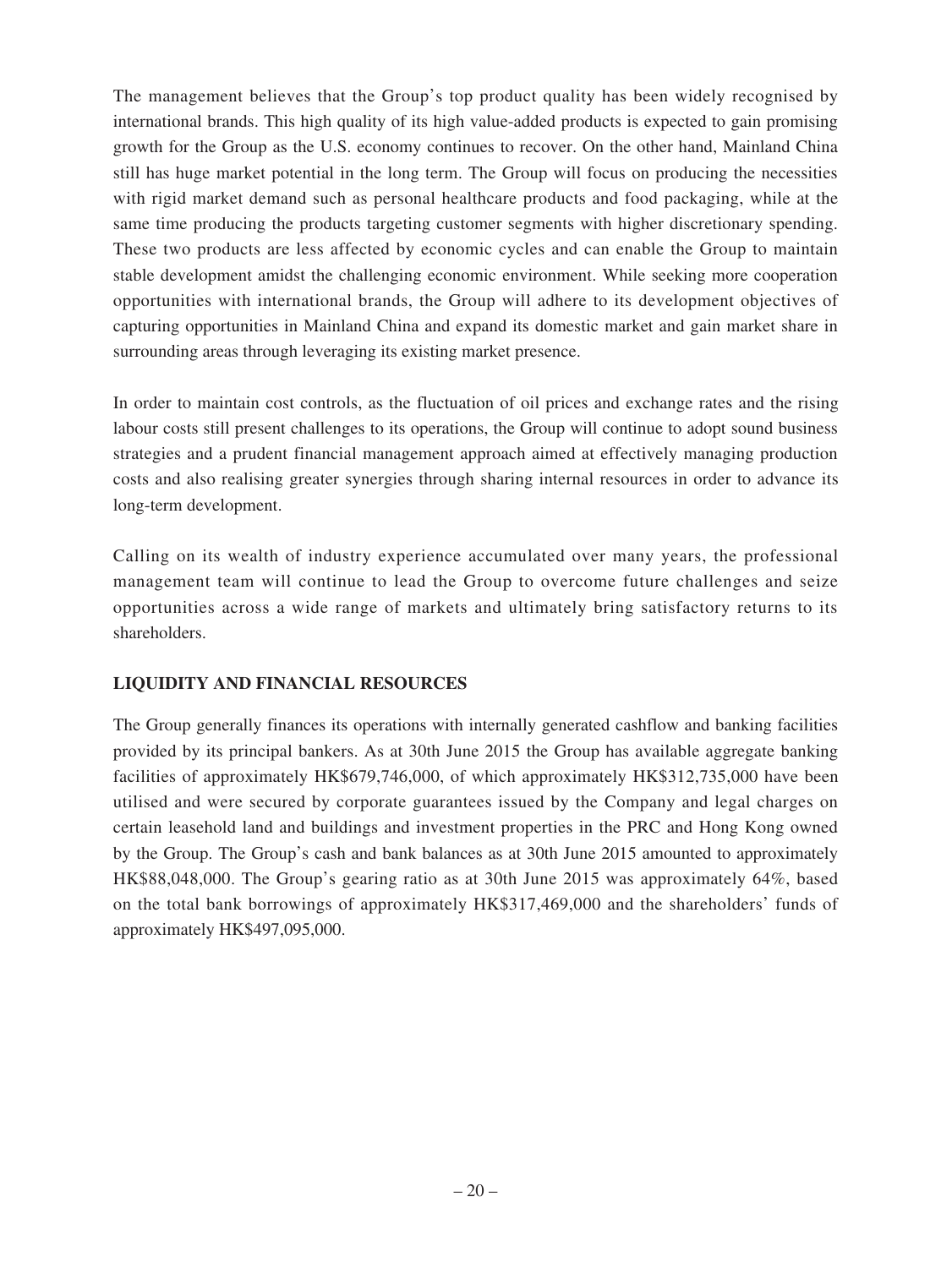The management believes that the Group's top product quality has been widely recognised by international brands. This high quality of its high value-added products is expected to gain promising growth for the Group as the U.S. economy continues to recover. On the other hand, Mainland China still has huge market potential in the long term. The Group will focus on producing the necessities with rigid market demand such as personal healthcare products and food packaging, while at the same time producing the products targeting customer segments with higher discretionary spending. These two products are less affected by economic cycles and can enable the Group to maintain stable development amidst the challenging economic environment. While seeking more cooperation opportunities with international brands, the Group will adhere to its development objectives of capturing opportunities in Mainland China and expand its domestic market and gain market share in surrounding areas through leveraging its existing market presence.

In order to maintain cost controls, as the fluctuation of oil prices and exchange rates and the rising labour costs still present challenges to its operations, the Group will continue to adopt sound business strategies and a prudent financial management approach aimed at effectively managing production costs and also realising greater synergies through sharing internal resources in order to advance its long-term development.

Calling on its wealth of industry experience accumulated over many years, the professional management team will continue to lead the Group to overcome future challenges and seize opportunities across a wide range of markets and ultimately bring satisfactory returns to its shareholders.

## LIQUIDITY AND FINANCIAL RESOURCES

The Group generally finances its operations with internally generated cashflow and banking facilities provided by its principal bankers. As at 30th June 2015 the Group has available aggregate banking facilities of approximately HK$679,746,000, of which approximately HK$312,735,000 have been utilised and were secured by corporate guarantees issued by the Company and legal charges on certain leasehold land and buildings and investment properties in the PRC and Hong Kong owned by the Group. The Group's cash and bank balances as at 30th June 2015 amounted to approximately HK$88,048,000. The Group's gearing ratio as at 30th June 2015 was approximately 64%, based on the total bank borrowings of approximately HK$317,469,000 and the shareholders' funds of approximately HK$497,095,000.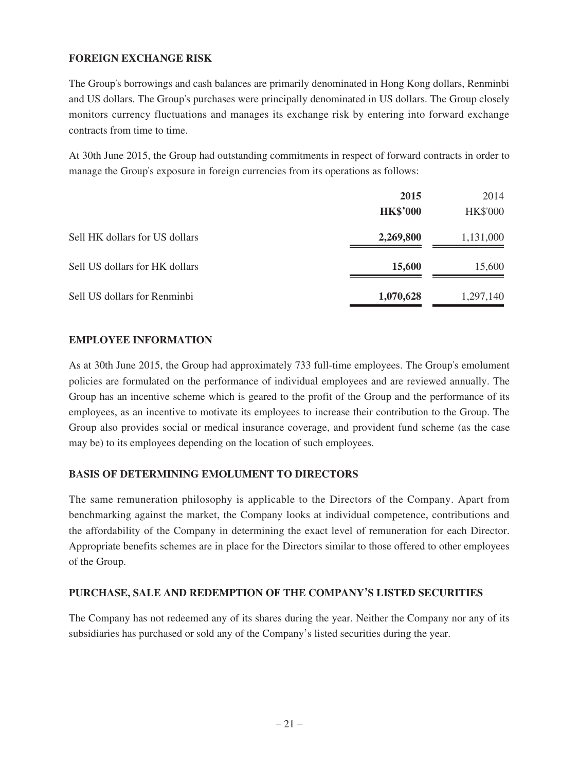## FOREIGN EXCHANGE RISK

The Group's borrowings and cash balances are primarily denominated in Hong Kong dollars, Renminbi and US dollars. The Group's purchases were principally denominated in US dollars. The Group closely monitors currency fluctuations and manages its exchange risk by entering into forward exchange contracts from time to time.

At 30th June 2015, the Group had outstanding commitments in respect of forward contracts in order to manage the Group's exposure in foreign currencies from its operations as follows:

| | **2015** | 2014 |
|---|---|---|
| | **HK$'000** | HK$'000 |
| Sell HK dollars for US dollars | **2,269,800** | 1,131,000 |
| Sell US dollars for HK dollars | **15,600** | 15,600 |
| Sell US dollars for Renminbi | **1,070,628** | 1,297,140 |

## EMPLOYEE INFORMATION

As at 30th June 2015, the Group had approximately 733 full-time employees. The Group's emolument policies are formulated on the performance of individual employees and are reviewed annually. The Group has an incentive scheme which is geared to the profit of the Group and the performance of its employees, as an incentive to motivate its employees to increase their contribution to the Group. The Group also provides social or medical insurance coverage, and provident fund scheme (as the case may be) to its employees depending on the location of such employees.

## BASIS OF DETERMINING EMOLUMENT TO DIRECTORS

The same remuneration philosophy is applicable to the Directors of the Company. Apart from benchmarking against the market, the Company looks at individual competence, contributions and the affordability of the Company in determining the exact level of remuneration for each Director. Appropriate benefits schemes are in place for the Directors similar to those offered to other employees of the Group.

## PURCHASE, SALE AND REDEMPTION OF THE COMPANY'S LISTED SECURITIES

The Company has not redeemed any of its shares during the year. Neither the Company nor any of its subsidiaries has purchased or sold any of the Company's listed securities during the year.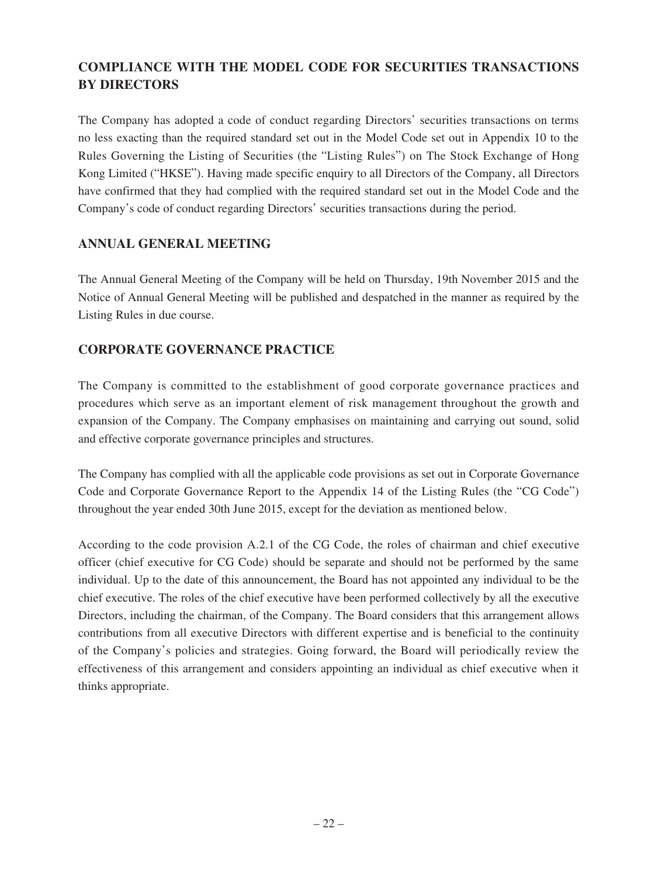## COMPLIANCE WITH THE MODEL CODE FOR SECURITIES TRANSACTIONS BY DIRECTORS

The Company has adopted a code of conduct regarding Directors' securities transactions on terms no less exacting than the required standard set out in the Model Code set out in Appendix 10 to the Rules Governing the Listing of Securities (the "Listing Rules") on The Stock Exchange of Hong Kong Limited ("HKSE"). Having made specific enquiry to all Directors of the Company, all Directors have confirmed that they had complied with the required standard set out in the Model Code and the Company's code of conduct regarding Directors' securities transactions during the period.

## ANNUAL GENERAL MEETING

The Annual General Meeting of the Company will be held on Thursday, 19th November 2015 and the Notice of Annual General Meeting will be published and despatched in the manner as required by the Listing Rules in due course.

## CORPORATE GOVERNANCE PRACTICE

The Company is committed to the establishment of good corporate governance practices and procedures which serve as an important element of risk management throughout the growth and expansion of the Company. The Company emphasises on maintaining and carrying out sound, solid and effective corporate governance principles and structures.

The Company has complied with all the applicable code provisions as set out in Corporate Governance Code and Corporate Governance Report to the Appendix 14 of the Listing Rules (the "CG Code") throughout the year ended 30th June 2015, except for the deviation as mentioned below.

According to the code provision A.2.1 of the CG Code, the roles of chairman and chief executive officer (chief executive for CG Code) should be separate and should not be performed by the same individual. Up to the date of this announcement, the Board has not appointed any individual to be the chief executive. The roles of the chief executive have been performed collectively by all the executive Directors, including the chairman, of the Company. The Board considers that this arrangement allows contributions from all executive Directors with different expertise and is beneficial to the continuity of the Company's policies and strategies. Going forward, the Board will periodically review the effectiveness of this arrangement and considers appointing an individual as chief executive when it thinks appropriate.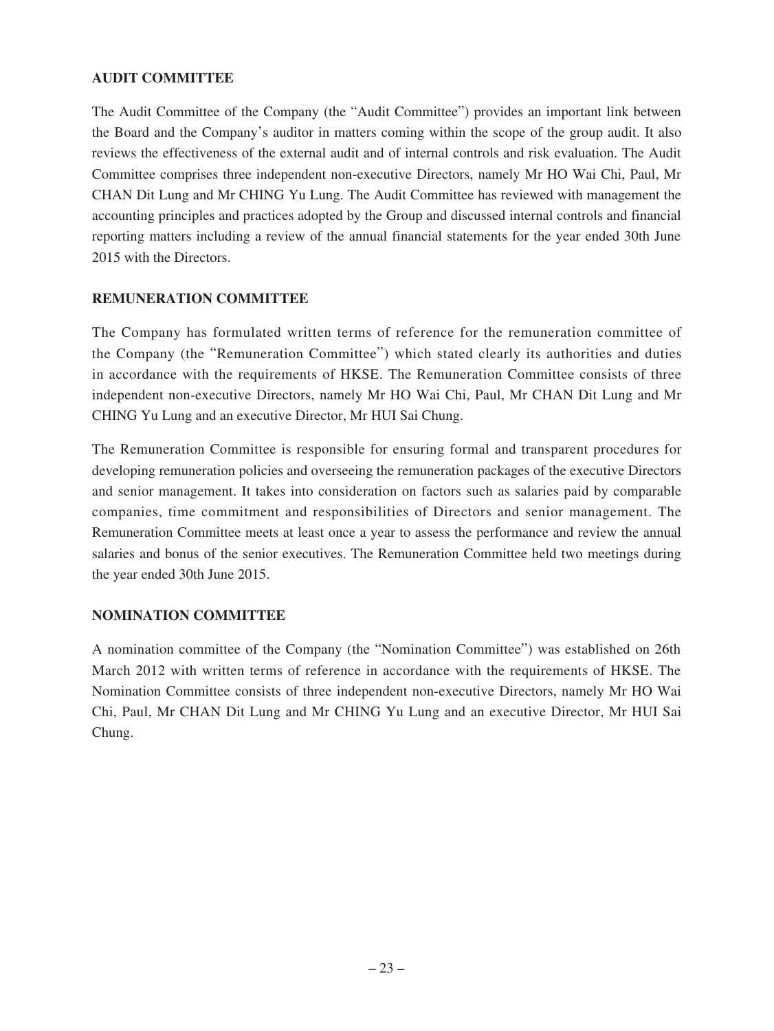## AUDIT COMMITTEE

The Audit Committee of the Company (the "Audit Committee") provides an important link between the Board and the Company's auditor in matters coming within the scope of the group audit. It also reviews the effectiveness of the external audit and of internal controls and risk evaluation. The Audit Committee comprises three independent non-executive Directors, namely Mr HO Wai Chi, Paul, Mr CHAN Dit Lung and Mr CHING Yu Lung. The Audit Committee has reviewed with management the accounting principles and practices adopted by the Group and discussed internal controls and financial reporting matters including a review of the annual financial statements for the year ended 30th June 2015 with the Directors.

## REMUNERATION COMMITTEE

The Company has formulated written terms of reference for the remuneration committee of the Company (the "Remuneration Committee") which stated clearly its authorities and duties in accordance with the requirements of HKSE. The Remuneration Committee consists of three independent non-executive Directors, namely Mr HO Wai Chi, Paul, Mr CHAN Dit Lung and Mr CHING Yu Lung and an executive Director, Mr HUI Sai Chung.

The Remuneration Committee is responsible for ensuring formal and transparent procedures for developing remuneration policies and overseeing the remuneration packages of the executive Directors and senior management. It takes into consideration on factors such as salaries paid by comparable companies, time commitment and responsibilities of Directors and senior management. The Remuneration Committee meets at least once a year to assess the performance and review the annual salaries and bonus of the senior executives. The Remuneration Committee held two meetings during the year ended 30th June 2015.

## NOMINATION COMMITTEE

A nomination committee of the Company (the "Nomination Committee") was established on 26th March 2012 with written terms of reference in accordance with the requirements of HKSE. The Nomination Committee consists of three independent non-executive Directors, namely Mr HO Wai Chi, Paul, Mr CHAN Dit Lung and Mr CHING Yu Lung and an executive Director, Mr HUI Sai Chung.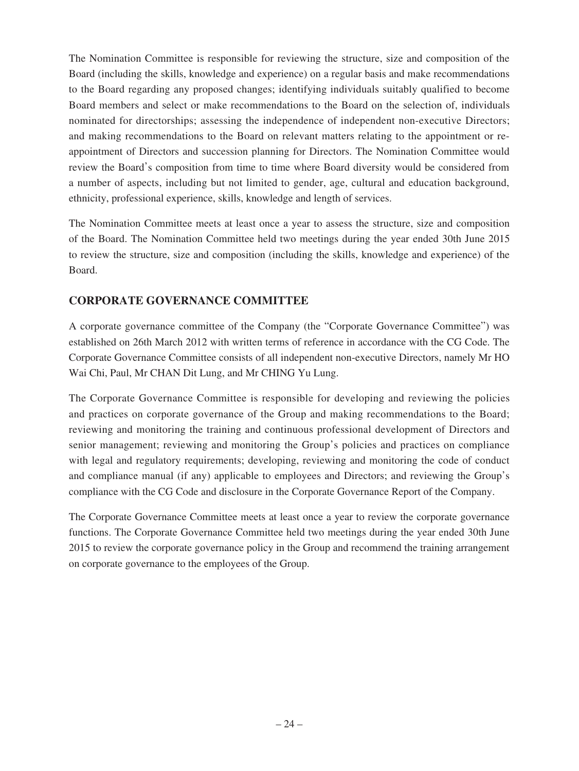The Nomination Committee is responsible for reviewing the structure, size and composition of the Board (including the skills, knowledge and experience) on a regular basis and make recommendations to the Board regarding any proposed changes; identifying individuals suitably qualified to become Board members and select or make recommendations to the Board on the selection of, individuals nominated for directorships; assessing the independence of independent non-executive Directors; and making recommendations to the Board on relevant matters relating to the appointment or re-appointment of Directors and succession planning for Directors. The Nomination Committee would review the Board's composition from time to time where Board diversity would be considered from a number of aspects, including but not limited to gender, age, cultural and education background, ethnicity, professional experience, skills, knowledge and length of services.

The Nomination Committee meets at least once a year to assess the structure, size and composition of the Board. The Nomination Committee held two meetings during the year ended 30th June 2015 to review the structure, size and composition (including the skills, knowledge and experience) of the Board.

## CORPORATE GOVERNANCE COMMITTEE

A corporate governance committee of the Company (the "Corporate Governance Committee") was established on 26th March 2012 with written terms of reference in accordance with the CG Code. The Corporate Governance Committee consists of all independent non-executive Directors, namely Mr HO Wai Chi, Paul, Mr CHAN Dit Lung, and Mr CHING Yu Lung.

The Corporate Governance Committee is responsible for developing and reviewing the policies and practices on corporate governance of the Group and making recommendations to the Board; reviewing and monitoring the training and continuous professional development of Directors and senior management; reviewing and monitoring the Group's policies and practices on compliance with legal and regulatory requirements; developing, reviewing and monitoring the code of conduct and compliance manual (if any) applicable to employees and Directors; and reviewing the Group's compliance with the CG Code and disclosure in the Corporate Governance Report of the Company.

The Corporate Governance Committee meets at least once a year to review the corporate governance functions. The Corporate Governance Committee held two meetings during the year ended 30th June 2015 to review the corporate governance policy in the Group and recommend the training arrangement on corporate governance to the employees of the Group.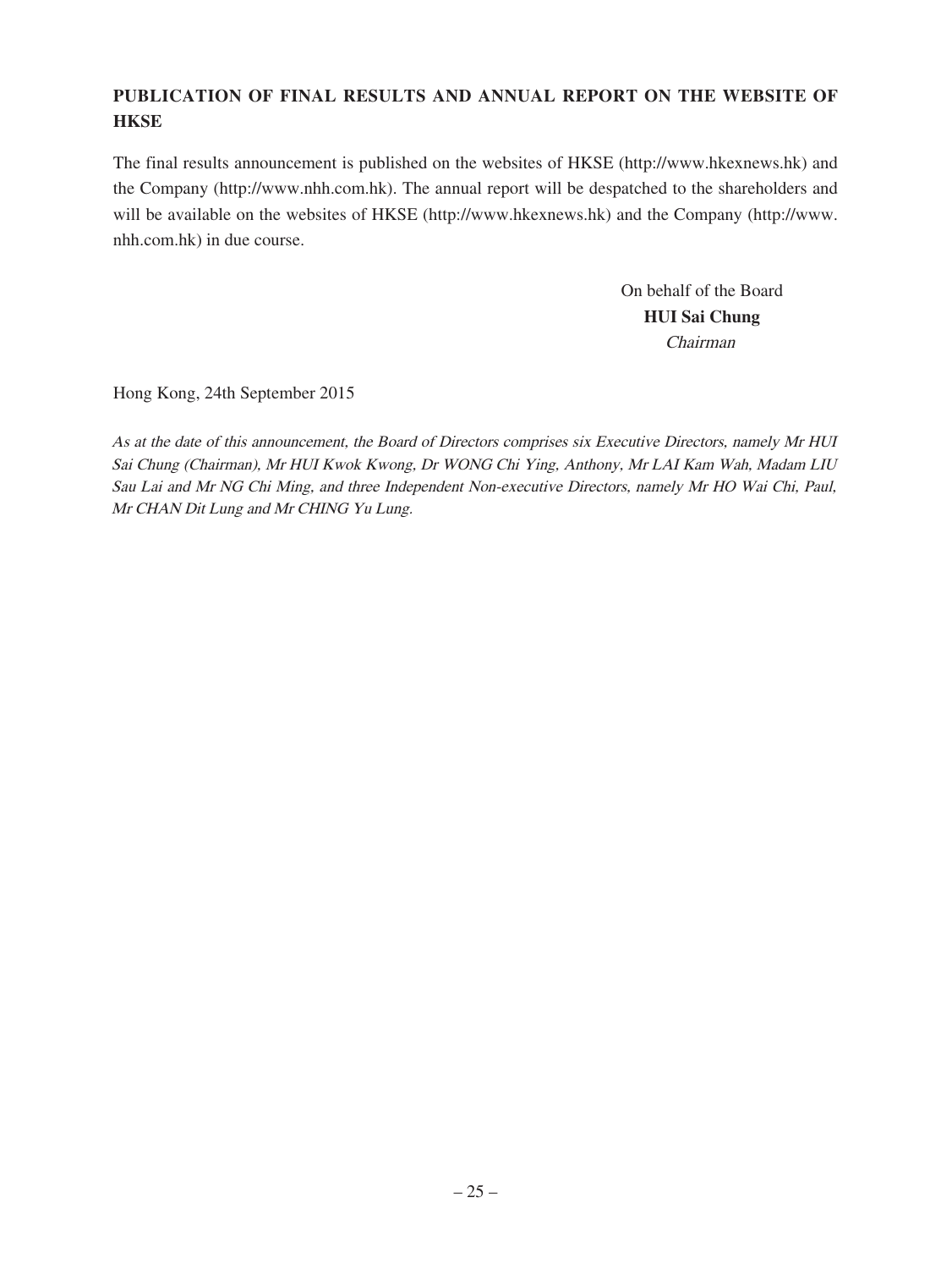## PUBLICATION OF FINAL RESULTS AND ANNUAL REPORT ON THE WEBSITE OF HKSE

The final results announcement is published on the websites of HKSE (http://www.hkexnews.hk) and the Company (http://www.nhh.com.hk). The annual report will be despatched to the shareholders and will be available on the websites of HKSE (http://www.hkexnews.hk) and the Company (http://www.nhh.com.hk) in due course.

On behalf of the Board
**HUI Sai Chung**
*Chairman*

Hong Kong, 24th September 2015

*As at the date of this announcement, the Board of Directors comprises six Executive Directors, namely Mr HUI Sai Chung (Chairman), Mr HUI Kwok Kwong, Dr WONG Chi Ying, Anthony, Mr LAI Kam Wah, Madam LIU Sau Lai and Mr NG Chi Ming, and three Independent Non-executive Directors, namely Mr HO Wai Chi, Paul, Mr CHAN Dit Lung and Mr CHING Yu Lung.*